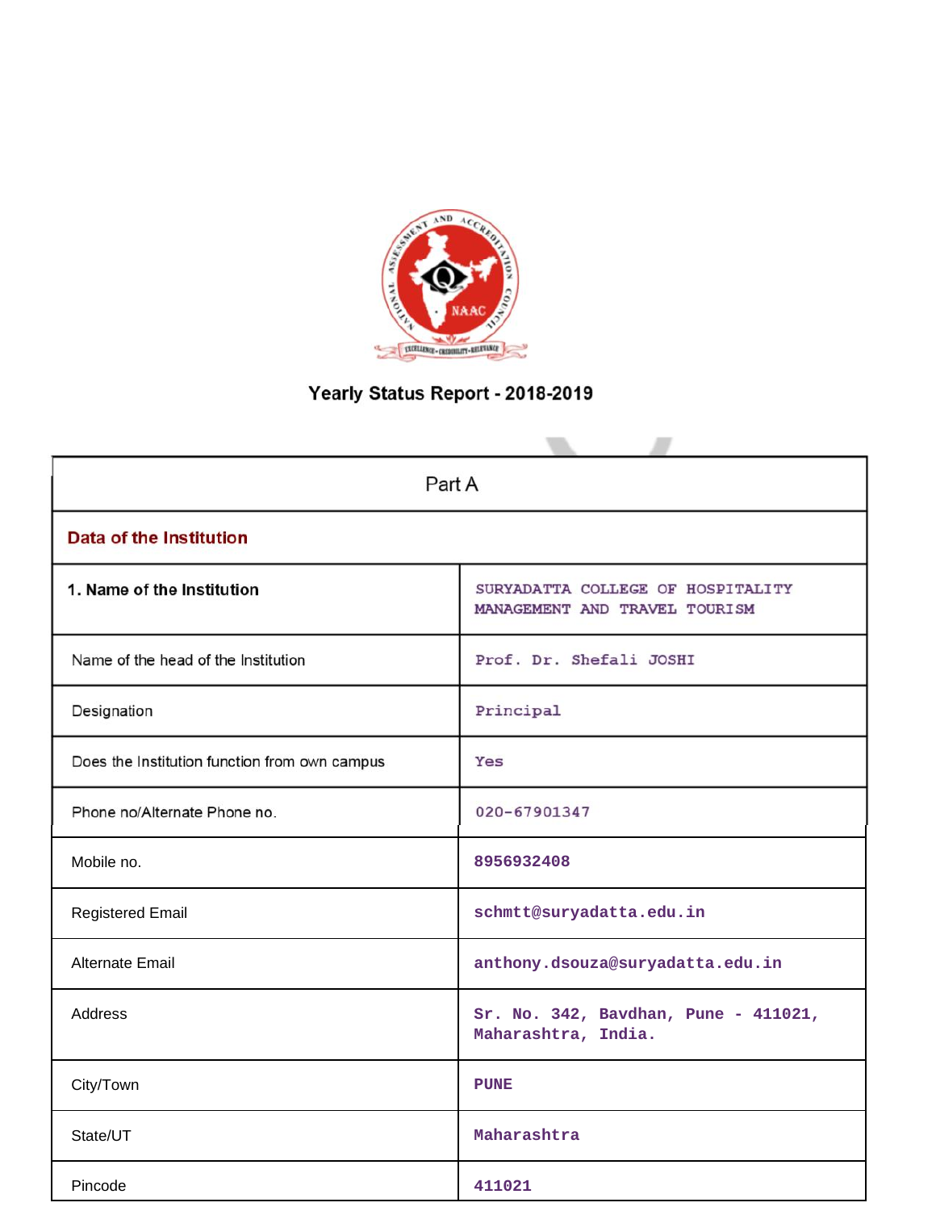# Yearly Status Report - 2018-2019

| Part A | |
|---|---|
| **Data of the Institution** | |
| **1. Name of the Institution** | SURYADATTA COLLEGE OF HOSPITALITY MANAGEMENT AND TRAVEL TOURISM |
| Name of the head of the Institution | Prof. Dr. Shefali JOSHI |
| Designation | Principal |
| Does the Institution function from own campus | Yes |
| Phone no/Alternate Phone no. | 020-67901347 |
| Mobile no. | 8956932408 |
| Registered Email | schmtt@suryadatta.edu.in |
| Alternate Email | anthony.dsouza@suryadatta.edu.in |
| Address | Sr. No. 342, Bavdhan, Pune - 411021, Maharashtra, India. |
| City/Town | PUNE |
| State/UT | Maharashtra |
| Pincode | 411021 |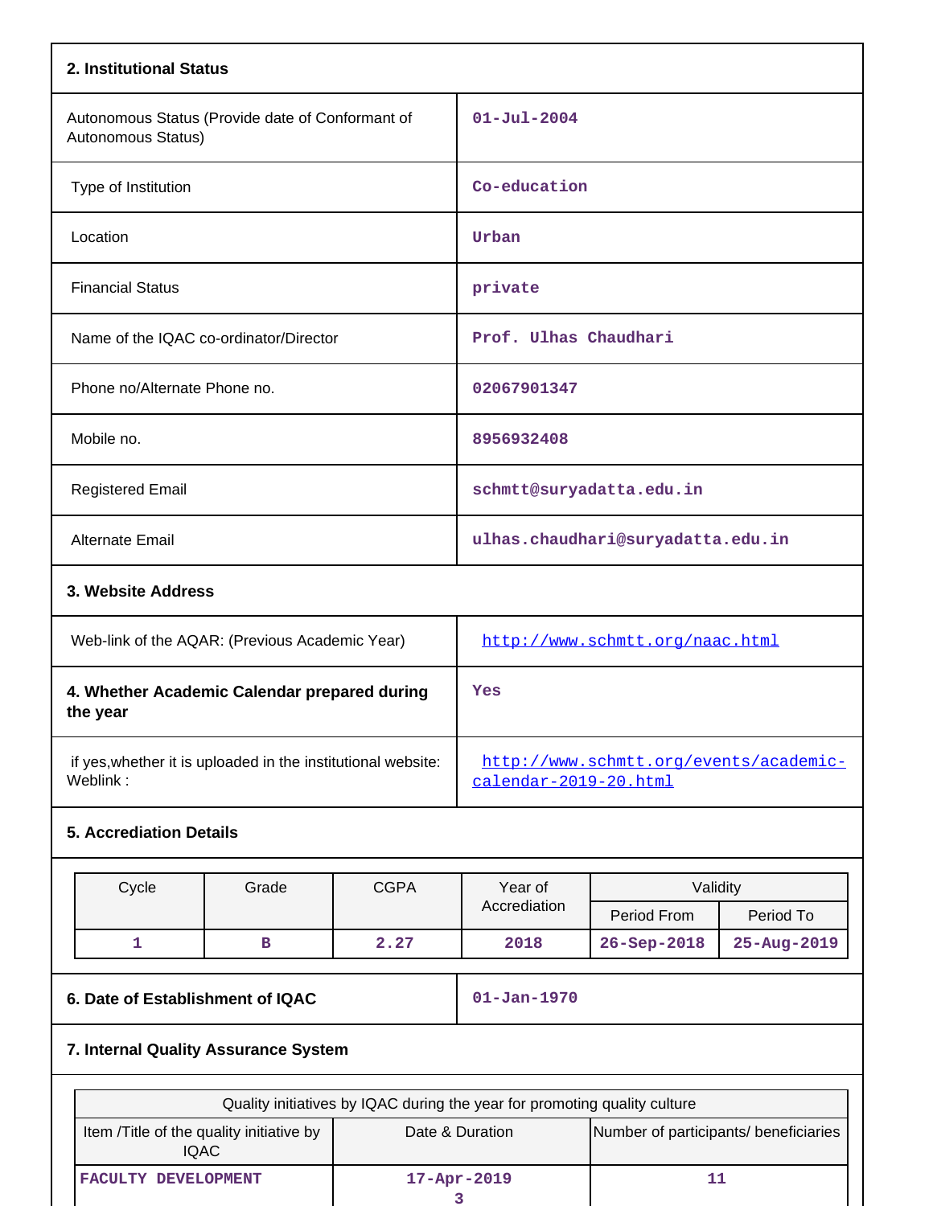## 2. Institutional Status

| | |
|---|---|
| Autonomous Status (Provide date of Conformant of Autonomous Status) | 01-Jul-2004 |
| Type of Institution | Co-education |
| Location | Urban |
| Financial Status | private |
| Name of the IQAC co-ordinator/Director | Prof. Ulhas Chaudhari |
| Phone no/Alternate Phone no. | 02067901347 |
| Mobile no. | 8956932408 |
| Registered Email | schmtt@suryadatta.edu.in |
| Alternate Email | ulhas.chaudhari@suryadatta.edu.in |

## 3. Website Address

| | |
|---|---|
| Web-link of the AQAR: (Previous Academic Year) | http://www.schmtt.org/naac.html |

| | |
|---|---|
| **4. Whether Academic Calendar prepared during the year** | Yes |
| if yes,whether it is uploaded in the institutional website: Weblink : | http://www.schmtt.org/events/academic-calendar-2019-20.html |

## 5. Accrediation Details

| Cycle | Grade | CGPA | Year of Accrediation | Validity | |
|---|---|---|---|---|---|
| | | | | Period From | Period To |
| 1 | B | 2.27 | 2018 | 26-Sep-2018 | 25-Aug-2019 |

| | |
|---|---|
| **6. Date of Establishment of IQAC** | 01-Jan-1970 |

## 7. Internal Quality Assurance System

| Quality initiatives by IQAC during the year for promoting quality culture | | |
|---|---|---|
| Item /Title of the quality initiative by IQAC | Date & Duration | Number of participants/ beneficiaries |
| FACULTY DEVELOPMENT | 17-Apr-2019<br>3 | 11 |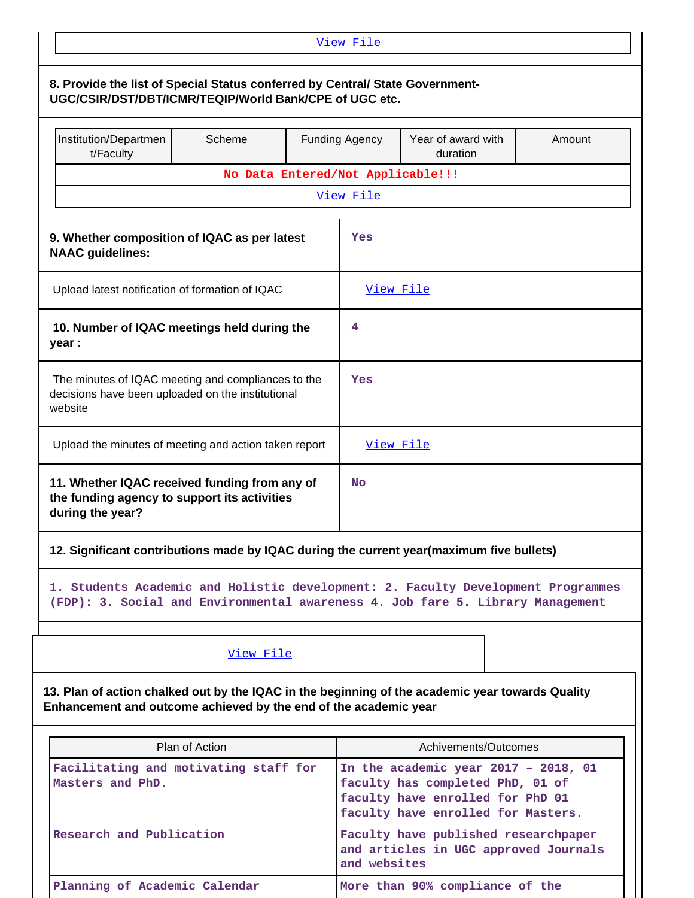View File

**8. Provide the list of Special Status conferred by Central/ State Government- UGC/CSIR/DST/DBT/ICMR/TEQIP/World Bank/CPE of UGC etc.**

| Institution/Department/Faculty | Scheme | Funding Agency | Year of award with duration | Amount |
|---|---|---|---|---|
| No Data Entered/Not Applicable!!! | | | | |
| View File | | | | |

| | |
|---|---|
| **9. Whether composition of IQAC as per latest NAAC guidelines:** | Yes |
| Upload latest notification of formation of IQAC | View File |
| **10. Number of IQAC meetings held during the year :** | 4 |
| The minutes of IQAC meeting and compliances to the decisions have been uploaded on the institutional website | Yes |
| Upload the minutes of meeting and action taken report | View File |
| **11. Whether IQAC received funding from any of the funding agency to support its activities during the year?** | No |

**12. Significant contributions made by IQAC during the current year(maximum five bullets)**

1. Students Academic and Holistic development: 2. Faculty Development Programmes (FDP): 3. Social and Environmental awareness 4. Job fare 5. Library Management

View File

**13. Plan of action chalked out by the IQAC in the beginning of the academic year towards Quality Enhancement and outcome achieved by the end of the academic year**

| Plan of Action | Achivements/Outcomes |
|---|---|
| Facilitating and motivating staff for Masters and PhD. | In the academic year 2017 – 2018, 01 faculty has completed PhD, 01 of faculty have enrolled for PhD 01 faculty have enrolled for Masters. |
| Research and Publication | Faculty have published researchpaper and articles in UGC approved Journals and websites |
| Planning of Academic Calendar | More than 90% compliance of the |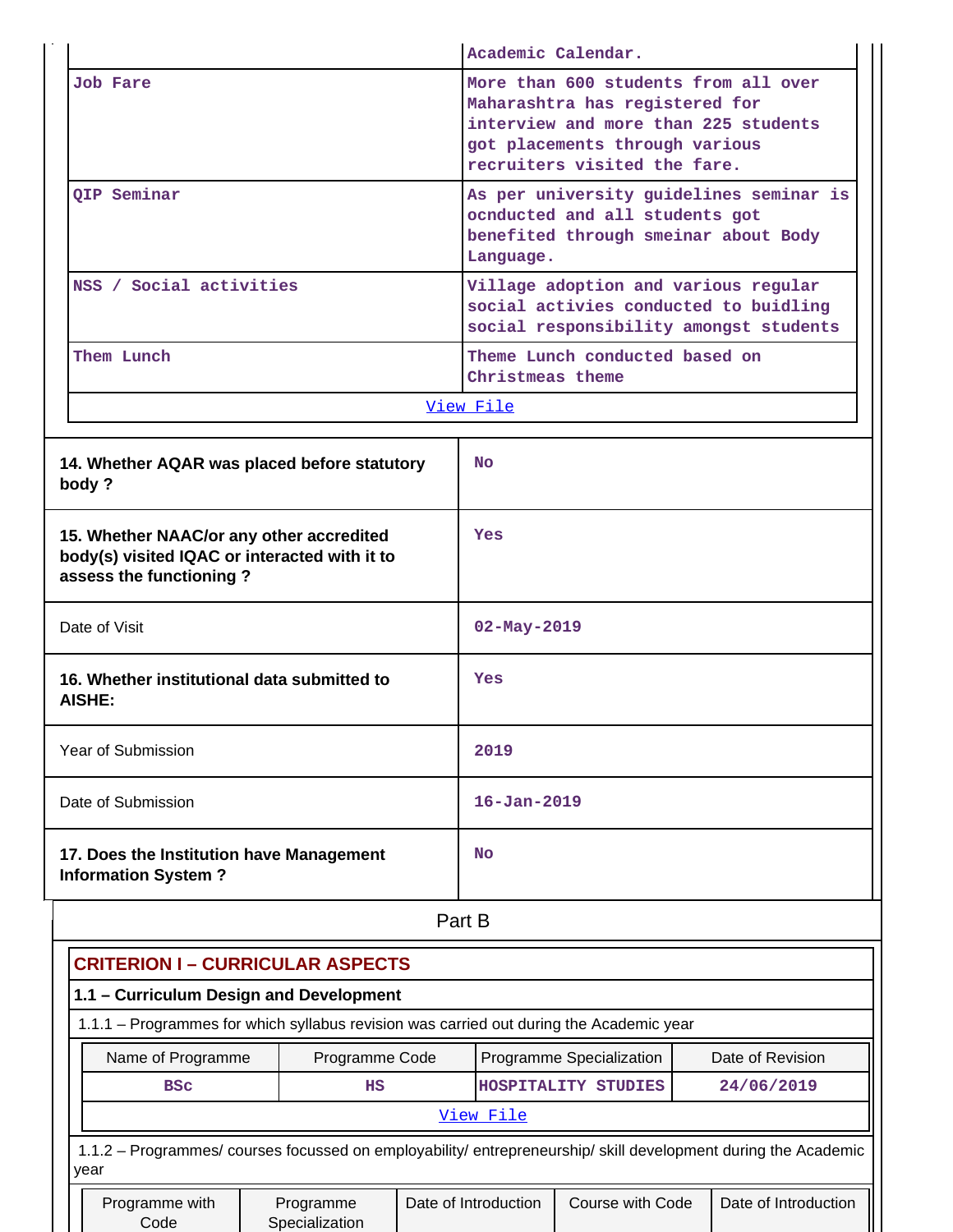| | |
|---|---|
| | Academic Calendar. |
| Job Fare | More than 600 students from all over Maharashtra has registered for interview and more than 225 students got placements through various recruiters visited the fare. |
| QIP Seminar | As per university guidelines seminar is ocnducted and all students got benefited through smeinar about Body Language. |
| NSS / Social activities | Village adoption and various regular social activies conducted to buidling social responsibility amongst students |
| Them Lunch | Theme Lunch conducted based on Christmeas theme |
| View File | |

| | |
|---|---|
| **14. Whether AQAR was placed before statutory body ?** | No |
| **15. Whether NAAC/or any other accredited body(s) visited IQAC or interacted with it to assess the functioning ?** | Yes |
| Date of Visit | 02-May-2019 |
| **16. Whether institutional data submitted to AISHE:** | Yes |
| Year of Submission | 2019 |
| Date of Submission | 16-Jan-2019 |
| **17. Does the Institution have Management Information System ?** | No |

## Part B

### CRITERION I – CURRICULAR ASPECTS

#### 1.1 – Curriculum Design and Development

1.1.1 – Programmes for which syllabus revision was carried out during the Academic year

| Name of Programme | Programme Code | Programme Specialization | Date of Revision |
|---|---|---|---|
| BSc | HS | HOSPITALITY STUDIES | 24/06/2019 |
| View File | | | |

1.1.2 – Programmes/ courses focussed on employability/ entrepreneurship/ skill development during the Academic year

| Programme with Code | Programme Specialization | Date of Introduction | Course with Code | Date of Introduction |
|---|---|---|---|---|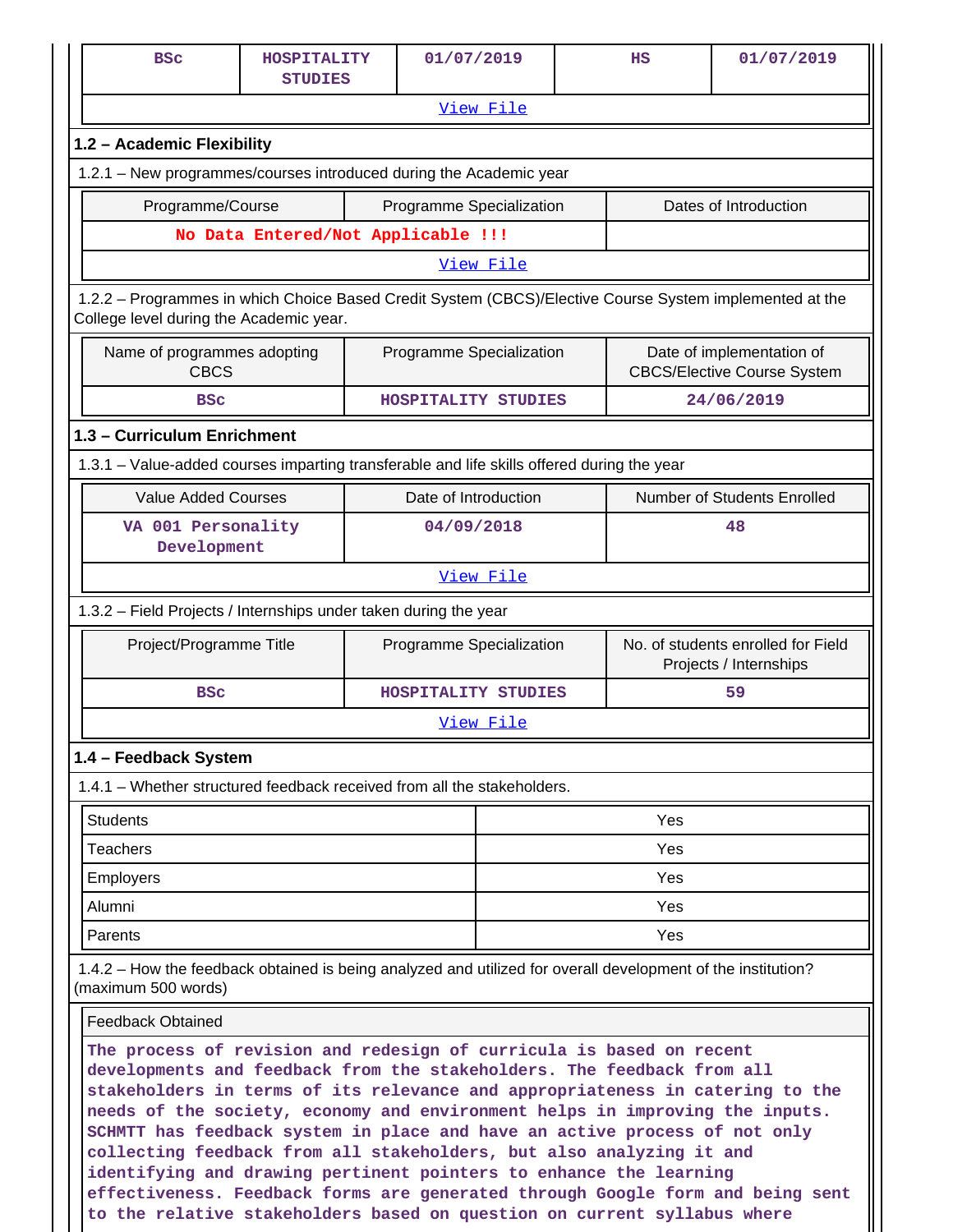| BSc | HOSPITALITY STUDIES | 01/07/2019 | HS | 01/07/2019 |
|---|---|---|---|---|
| View File | | | | |

### 1.2 – Academic Flexibility

1.2.1 – New programmes/courses introduced during the Academic year

| Programme/Course | Programme Specialization | Dates of Introduction |
|---|---|---|
| No Data Entered/Not Applicable !!! | | |
| View File | | |

1.2.2 – Programmes in which Choice Based Credit System (CBCS)/Elective Course System implemented at the College level during the Academic year.

| Name of programmes adopting CBCS | Programme Specialization | Date of implementation of CBCS/Elective Course System |
|---|---|---|
| BSc | HOSPITALITY STUDIES | 24/06/2019 |

### 1.3 – Curriculum Enrichment

1.3.1 – Value-added courses imparting transferable and life skills offered during the year

| Value Added Courses | Date of Introduction | Number of Students Enrolled |
|---|---|---|
| VA 001 Personality Development | 04/09/2018 | 48 |
| View File | | |

1.3.2 – Field Projects / Internships under taken during the year

| Project/Programme Title | Programme Specialization | No. of students enrolled for Field Projects / Internships |
|---|---|---|
| BSc | HOSPITALITY STUDIES | 59 |
| View File | | |

### 1.4 – Feedback System

1.4.1 – Whether structured feedback received from all the stakeholders.

| | |
|---|---|
| Students | Yes |
| Teachers | Yes |
| Employers | Yes |
| Alumni | Yes |
| Parents | Yes |

1.4.2 – How the feedback obtained is being analyzed and utilized for overall development of the institution? (maximum 500 words)

Feedback Obtained

The process of revision and redesign of curricula is based on recent developments and feedback from the stakeholders. The feedback from all stakeholders in terms of its relevance and appropriateness in catering to the needs of the society, economy and environment helps in improving the inputs. SCHMTT has feedback system in place and have an active process of not only collecting feedback from all stakeholders, but also analyzing it and identifying and drawing pertinent pointers to enhance the learning effectiveness. Feedback forms are generated through Google form and being sent to the relative stakeholders based on question on current syllabus where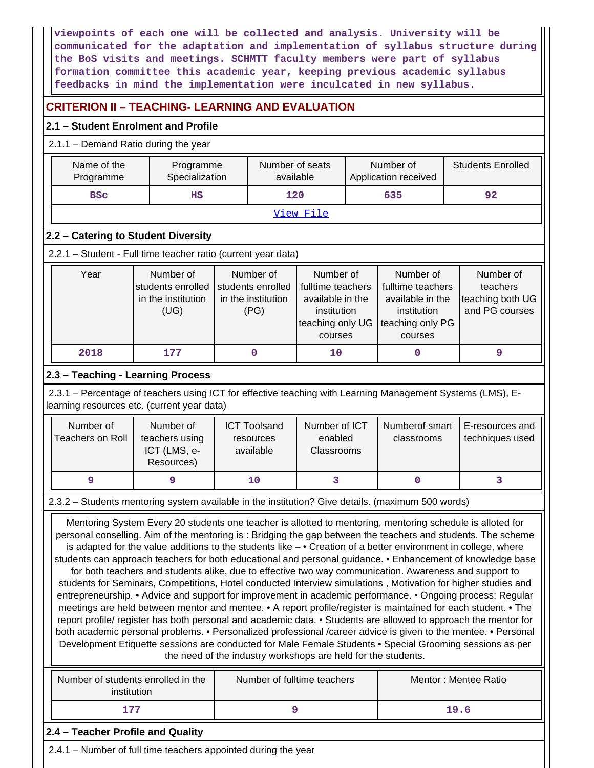**viewpoints of each one will be collected and analysis. University will be communicated for the adaptation and implementation of syllabus structure during the BoS visits and meetings. SCHMTT faculty members were part of syllabus formation committee this academic year, keeping previous academic syllabus feedbacks in mind the implementation were inculcated in new syllabus.**

## CRITERION II – TEACHING- LEARNING AND EVALUATION

### 2.1 – Student Enrolment and Profile

2.1.1 – Demand Ratio during the year

| Name of the Programme | Programme Specialization | Number of seats available | Number of Application received | Students Enrolled |
|---|---|---|---|---|
| BSc | HS | 120 | 635 | 92 |
| View File | | | | |

### 2.2 – Catering to Student Diversity

2.2.1 – Student - Full time teacher ratio (current year data)

| Year | Number of students enrolled in the institution (UG) | Number of students enrolled in the institution (PG) | Number of fulltime teachers available in the institution teaching only UG courses | Number of fulltime teachers available in the institution teaching only PG courses | Number of teachers teaching both UG and PG courses |
|---|---|---|---|---|---|
| 2018 | 177 | 0 | 10 | 0 | 9 |

### 2.3 – Teaching - Learning Process

2.3.1 – Percentage of teachers using ICT for effective teaching with Learning Management Systems (LMS), E-learning resources etc. (current year data)

| Number of Teachers on Roll | Number of teachers using ICT (LMS, e-Resources) | ICT Toolsand resources available | Number of ICT enabled Classrooms | Numberof smart classrooms | E-resources and techniques used |
|---|---|---|---|---|---|
| 9 | 9 | 10 | 3 | 0 | 3 |

2.3.2 – Students mentoring system available in the institution? Give details. (maximum 500 words)

Mentoring System Every 20 students one teacher is allotted to mentoring, mentoring schedule is alloted for personal conselling. Aim of the mentoring is : Bridging the gap between the teachers and students. The scheme is adapted for the value additions to the students like – • Creation of a better environment in college, where students can approach teachers for both educational and personal guidance. • Enhancement of knowledge base for both teachers and students alike, due to effective two way communication. Awareness and support to students for Seminars, Competitions, Hotel conducted Interview simulations , Motivation for higher studies and entrepreneurship. • Advice and support for improvement in academic performance. • Ongoing process: Regular meetings are held between mentor and mentee. • A report profile/register is maintained for each student. • The report profile/ register has both personal and academic data. • Students are allowed to approach the mentor for both academic personal problems. • Personalized professional /career advice is given to the mentee. • Personal Development Etiquette sessions are conducted for Male Female Students • Special Grooming sessions as per the need of the industry workshops are held for the students.

| Number of students enrolled in the institution | Number of fulltime teachers | Mentor : Mentee Ratio |
|---|---|---|
| 177 | 9 | 19.6 |

### 2.4 – Teacher Profile and Quality

2.4.1 – Number of full time teachers appointed during the year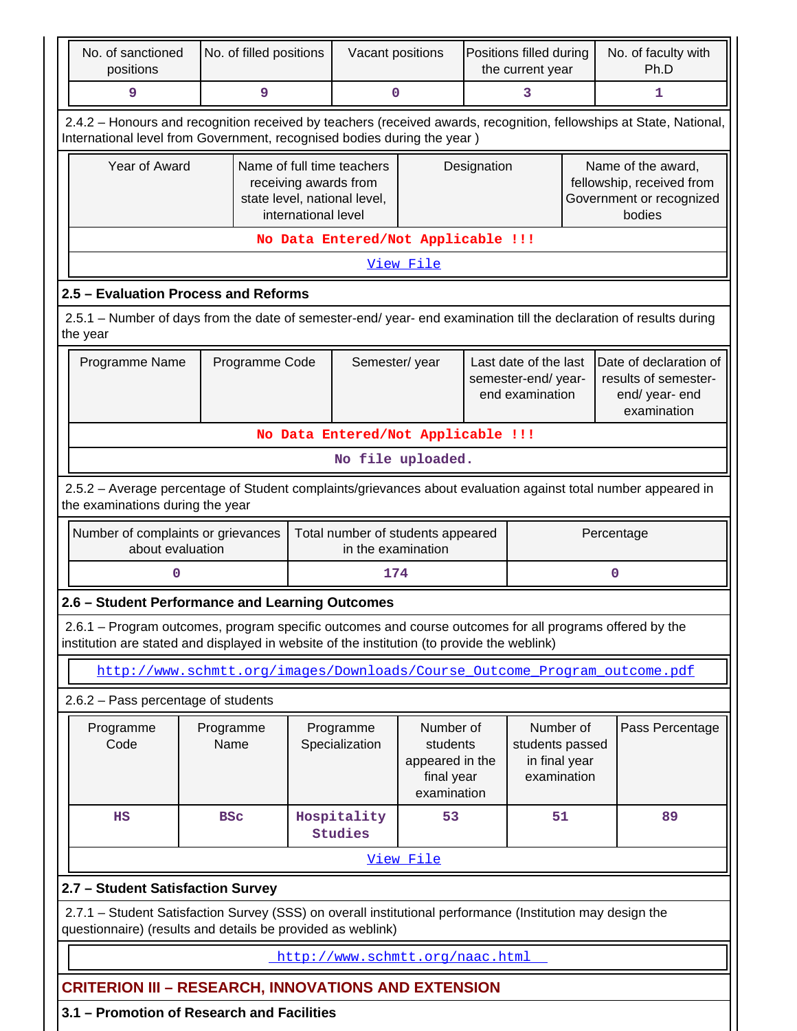| No. of sanctioned positions | No. of filled positions | Vacant positions | Positions filled during the current year | No. of faculty with Ph.D |
|---|---|---|---|---|
| 9 | 9 | 0 | 3 | 1 |

2.4.2 – Honours and recognition received by teachers (received awards, recognition, fellowships at State, National, International level from Government, recognised bodies during the year )

| Year of Award | Name of full time teachers receiving awards from state level, national level, international level | Designation | Name of the award, fellowship, received from Government or recognized bodies |
|---|---|---|---|
| No Data Entered/Not Applicable !!! | | | |
| View File | | | |

## 2.5 – Evaluation Process and Reforms

2.5.1 – Number of days from the date of semester-end/ year- end examination till the declaration of results during the year

| Programme Name | Programme Code | Semester/ year | Last date of the last semester-end/ year- end examination | Date of declaration of results of semester- end/ year- end examination |
|---|---|---|---|---|
| No Data Entered/Not Applicable !!! | | | | |
| No file uploaded. | | | | |

2.5.2 – Average percentage of Student complaints/grievances about evaluation against total number appeared in the examinations during the year

| Number of complaints or grievances about evaluation | Total number of students appeared in the examination | Percentage |
|---|---|---|
| 0 | 174 | 0 |

## 2.6 – Student Performance and Learning Outcomes

2.6.1 – Program outcomes, program specific outcomes and course outcomes for all programs offered by the institution are stated and displayed in website of the institution (to provide the weblink)

http://www.schmtt.org/images/Downloads/Course_Outcome_Program_outcome.pdf

2.6.2 – Pass percentage of students

| Programme Code | Programme Name | Programme Specialization | Number of students appeared in the final year examination | Number of students passed in final year examination | Pass Percentage |
|---|---|---|---|---|---|
| HS | BSc | Hospitality Studies | 53 | 51 | 89 |
| View File | | | | | |

## 2.7 – Student Satisfaction Survey

2.7.1 – Student Satisfaction Survey (SSS) on overall institutional performance (Institution may design the questionnaire) (results and details be provided as weblink)

http://www.schmtt.org/naac.html

# CRITERION III – RESEARCH, INNOVATIONS AND EXTENSION

## 3.1 – Promotion of Research and Facilities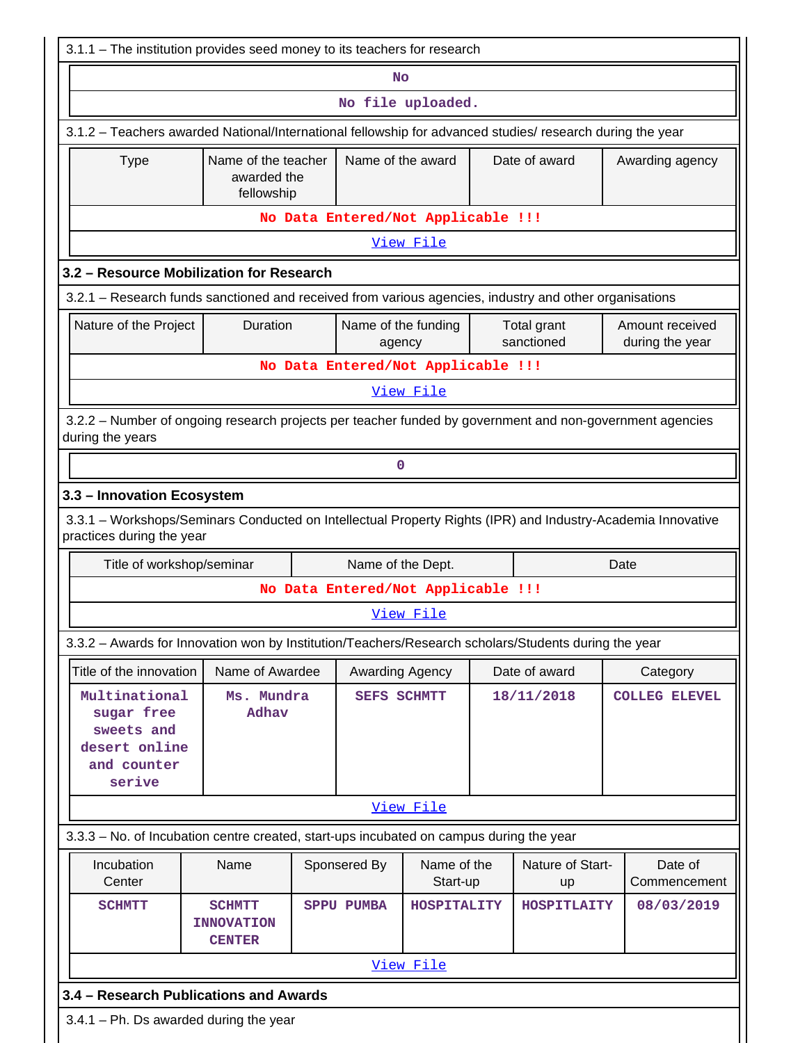3.1.1 – The institution provides seed money to its teachers for research

| No |
|---|
| No file uploaded. |

3.1.2 – Teachers awarded National/International fellowship for advanced studies/ research during the year

| Type | Name of the teacher awarded the fellowship | Name of the award | Date of award | Awarding agency |
|---|---|---|---|---|
| No Data Entered/Not Applicable !!! | | | | |
| View File | | | | |

### 3.2 – Resource Mobilization for Research

3.2.1 – Research funds sanctioned and received from various agencies, industry and other organisations

| Nature of the Project | Duration | Name of the funding agency | Total grant sanctioned | Amount received during the year |
|---|---|---|---|---|
| No Data Entered/Not Applicable !!! | | | | |
| View File | | | | |

3.2.2 – Number of ongoing research projects per teacher funded by government and non-government agencies during the years

| 0 |
|---|

### 3.3 – Innovation Ecosystem

3.3.1 – Workshops/Seminars Conducted on Intellectual Property Rights (IPR) and Industry-Academia Innovative practices during the year

| Title of workshop/seminar | Name of the Dept. | Date |
|---|---|---|
| No Data Entered/Not Applicable !!! | | |
| View File | | |

3.3.2 – Awards for Innovation won by Institution/Teachers/Research scholars/Students during the year

| Title of the innovation | Name of Awardee | Awarding Agency | Date of award | Category |
|---|---|---|---|---|
| Multinational sugar free sweets and desert online and counter serive | Ms. Mundra Adhav | SEFS SCHMTT | 18/11/2018 | COLLEG ELEVEL |
| View File | | | | |

3.3.3 – No. of Incubation centre created, start-ups incubated on campus during the year

| Incubation Center | Name | Sponsered By | Name of the Start-up | Nature of Start-up | Date of Commencement |
|---|---|---|---|---|---|
| SCHMTT | SCHMTT INNOVATION CENTER | SPPU PUMBA | HOSPITALITY | HOSPITLAITY | 08/03/2019 |
| View File | | | | | |

### 3.4 – Research Publications and Awards

3.4.1 – Ph. Ds awarded during the year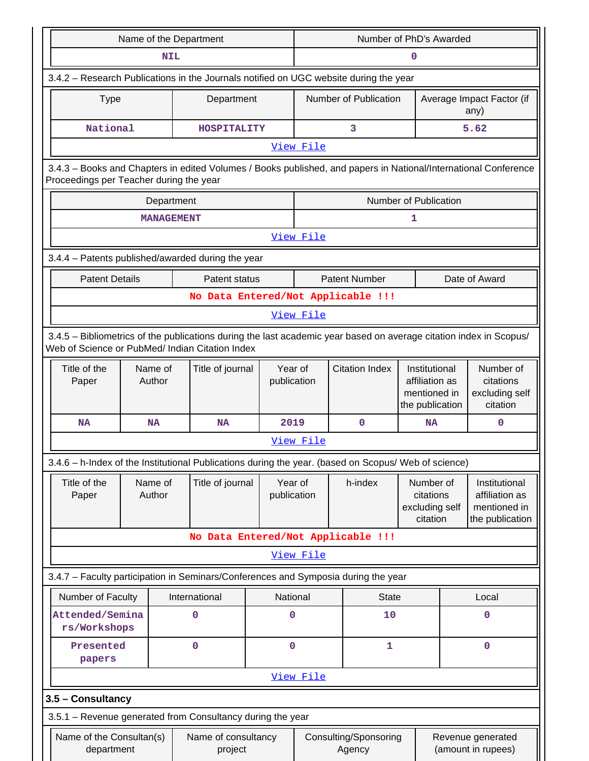| Name of the Department | Number of PhD's Awarded |
|---|---|
| NIL | 0 |

3.4.2 – Research Publications in the Journals notified on UGC website during the year

| Type | Department | Number of Publication | Average Impact Factor (if any) |
|---|---|---|---|
| National | HOSPITALITY | 3 | 5.62 |

View File

3.4.3 – Books and Chapters in edited Volumes / Books published, and papers in National/International Conference Proceedings per Teacher during the year

| Department | Number of Publication |
|---|---|
| MANAGEMENT | 1 |

View File

3.4.4 – Patents published/awarded during the year

| Patent Details | Patent status | Patent Number | Date of Award |
|---|---|---|---|
| No Data Entered/Not Applicable !!! | | | |

View File

3.4.5 – Bibliometrics of the publications during the last academic year based on average citation index in Scopus/ Web of Science or PubMed/ Indian Citation Index

| Title of the Paper | Name of Author | Title of journal | Year of publication | Citation Index | Institutional affiliation as mentioned in the publication | Number of citations excluding self citation |
|---|---|---|---|---|---|---|
| NA | NA | NA | 2019 | 0 | NA | 0 |

View File

3.4.6 – h-Index of the Institutional Publications during the year. (based on Scopus/ Web of science)

| Title of the Paper | Name of Author | Title of journal | Year of publication | h-index | Number of citations excluding self citation | Institutional affiliation as mentioned in the publication |
|---|---|---|---|---|---|---|
| No Data Entered/Not Applicable !!! | | | | | | |

View File

3.4.7 – Faculty participation in Seminars/Conferences and Symposia during the year

| Number of Faculty | International | National | State | Local |
|---|---|---|---|---|
| Attended/Seminars/Workshops | 0 | 0 | 10 | 0 |
| Presented papers | 0 | 0 | 1 | 0 |

View File

**3.5 – Consultancy**

3.5.1 – Revenue generated from Consultancy during the year

| Name of the Consultan(s) department | Name of consultancy project | Consulting/Sponsoring Agency | Revenue generated (amount in rupees) |
|---|---|---|---|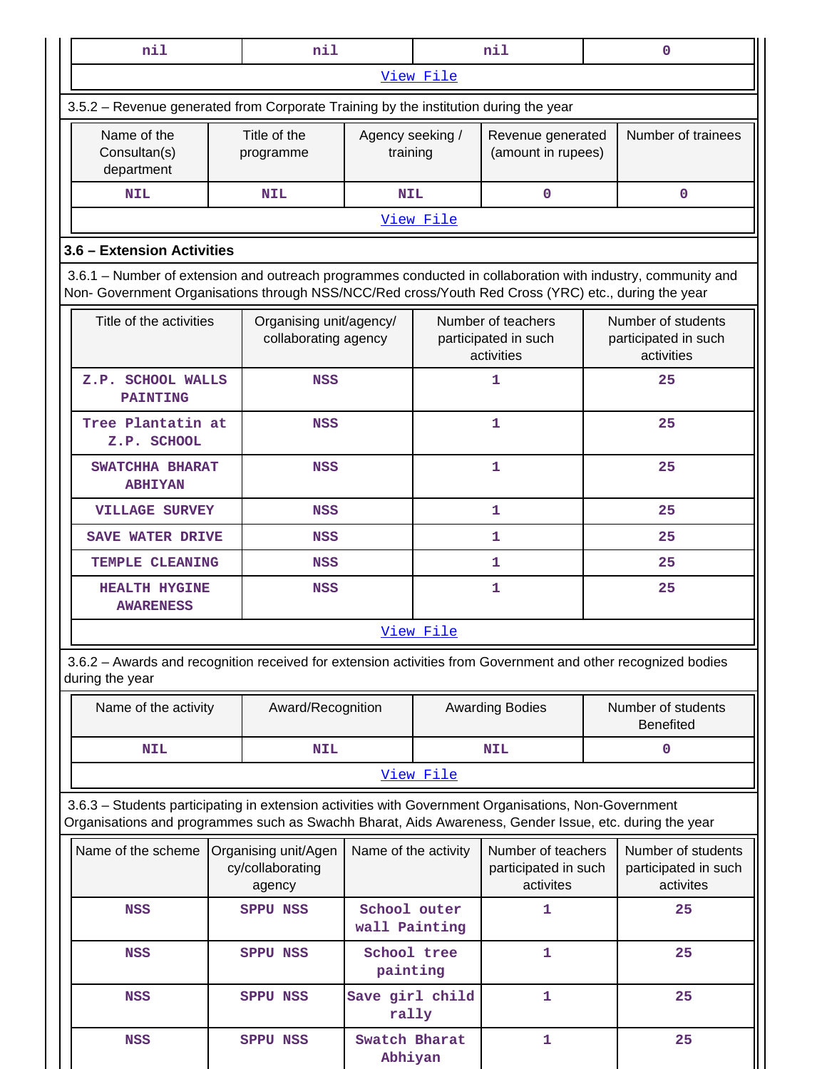| nil | nil | nil | 0 |
|---|---|---|---|
| View File | | | |

3.5.2 – Revenue generated from Corporate Training by the institution during the year

| Name of the Consultan(s) department | Title of the programme | Agency seeking / training | Revenue generated (amount in rupees) | Number of trainees |
|---|---|---|---|---|
| NIL | NIL | NIL | 0 | 0 |
| View File | | | | |

**3.6 – Extension Activities**

3.6.1 – Number of extension and outreach programmes conducted in collaboration with industry, community and Non- Government Organisations through NSS/NCC/Red cross/Youth Red Cross (YRC) etc., during the year

| Title of the activities | Organising unit/agency/ collaborating agency | Number of teachers participated in such activities | Number of students participated in such activities |
|---|---|---|---|
| Z.P. SCHOOL WALLS PAINTING | NSS | 1 | 25 |
| Tree Plantatin at Z.P. SCHOOL | NSS | 1 | 25 |
| SWATCHHA BHARAT ABHIYAN | NSS | 1 | 25 |
| VILLAGE SURVEY | NSS | 1 | 25 |
| SAVE WATER DRIVE | NSS | 1 | 25 |
| TEMPLE CLEANING | NSS | 1 | 25 |
| HEALTH HYGINE AWARENESS | NSS | 1 | 25 |
| View File | | | |

3.6.2 – Awards and recognition received for extension activities from Government and other recognized bodies during the year

| Name of the activity | Award/Recognition | Awarding Bodies | Number of students Benefited |
|---|---|---|---|
| NIL | NIL | NIL | 0 |
| View File | | | |

3.6.3 – Students participating in extension activities with Government Organisations, Non-Government Organisations and programmes such as Swachh Bharat, Aids Awareness, Gender Issue, etc. during the year

| Name of the scheme | Organising unit/Agency/collaborating agency | Name of the activity | Number of teachers participated in such activites | Number of students participated in such activites |
|---|---|---|---|---|
| NSS | SPPU NSS | School outer wall Painting | 1 | 25 |
| NSS | SPPU NSS | School tree painting | 1 | 25 |
| NSS | SPPU NSS | Save girl child rally | 1 | 25 |
| NSS | SPPU NSS | Swatch Bharat Abhiyan | 1 | 25 |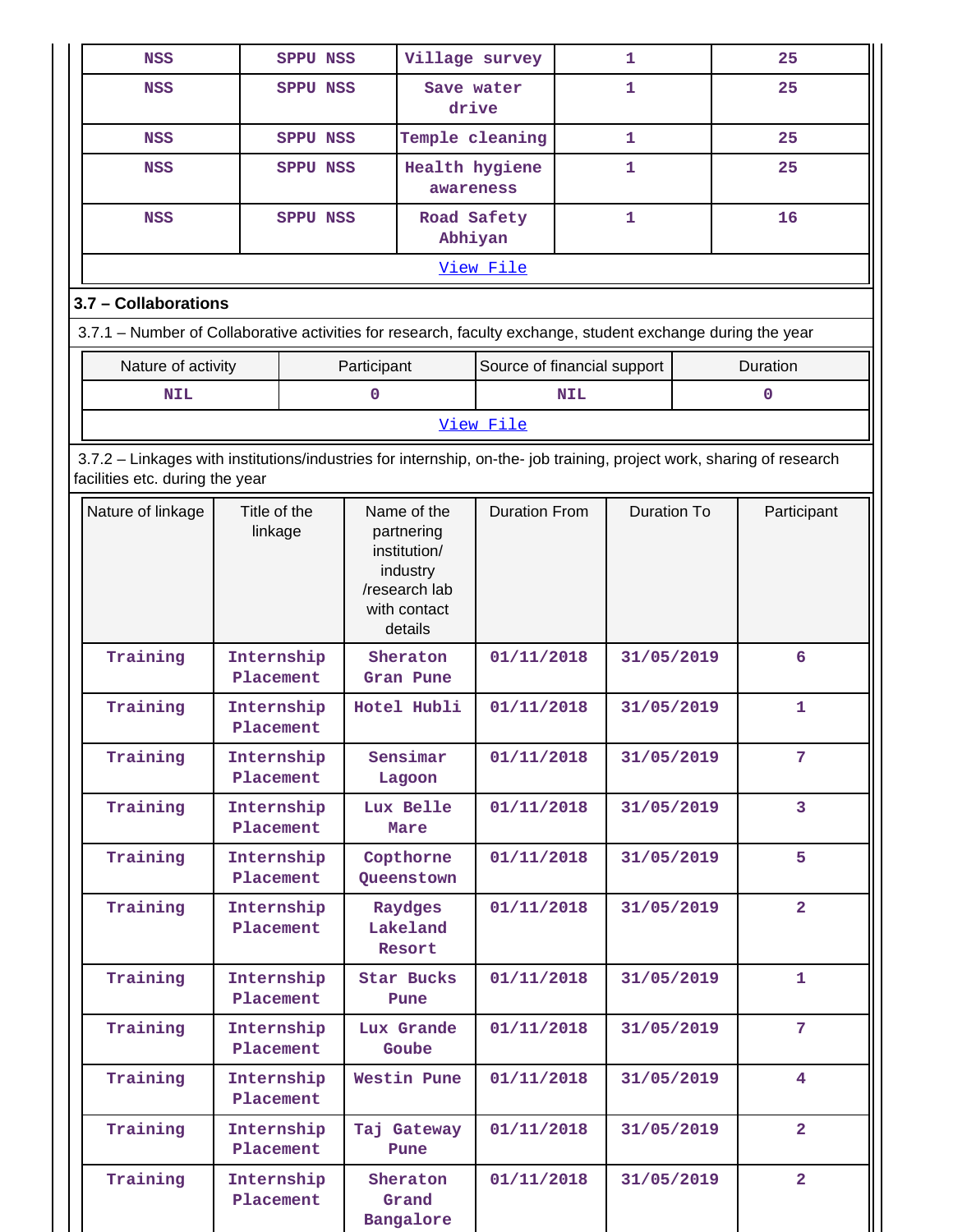| NSS | SPPU NSS | Village survey | 1 | 25 |
|---|---|---|---|---|
| NSS | SPPU NSS | Save water drive | 1 | 25 |
| NSS | SPPU NSS | Temple cleaning | 1 | 25 |
| NSS | SPPU NSS | Health hygiene awareness | 1 | 25 |
| NSS | SPPU NSS | Road Safety Abhiyan | 1 | 16 |

View File

### 3.7 – Collaborations

3.7.1 – Number of Collaborative activities for research, faculty exchange, student exchange during the year

| Nature of activity | Participant | Source of financial support | Duration |
|---|---|---|---|
| NIL | 0 | NIL | 0 |

View File

3.7.2 – Linkages with institutions/industries for internship, on-the- job training, project work, sharing of research facilities etc. during the year

| Nature of linkage | Title of the linkage | Name of the partnering institution/ industry /research lab with contact details | Duration From | Duration To | Participant |
|---|---|---|---|---|---|
| Training | Internship Placement | Sheraton Gran Pune | 01/11/2018 | 31/05/2019 | 6 |
| Training | Internship Placement | Hotel Hubli | 01/11/2018 | 31/05/2019 | 1 |
| Training | Internship Placement | Sensimar Lagoon | 01/11/2018 | 31/05/2019 | 7 |
| Training | Internship Placement | Lux Belle Mare | 01/11/2018 | 31/05/2019 | 3 |
| Training | Internship Placement | Copthorne Queenstown | 01/11/2018 | 31/05/2019 | 5 |
| Training | Internship Placement | Raydges Lakeland Resort | 01/11/2018 | 31/05/2019 | 2 |
| Training | Internship Placement | Star Bucks Pune | 01/11/2018 | 31/05/2019 | 1 |
| Training | Internship Placement | Lux Grande Goube | 01/11/2018 | 31/05/2019 | 7 |
| Training | Internship Placement | Westin Pune | 01/11/2018 | 31/05/2019 | 4 |
| Training | Internship Placement | Taj Gateway Pune | 01/11/2018 | 31/05/2019 | 2 |
| Training | Internship Placement | Sheraton Grand Bangalore | 01/11/2018 | 31/05/2019 | 2 |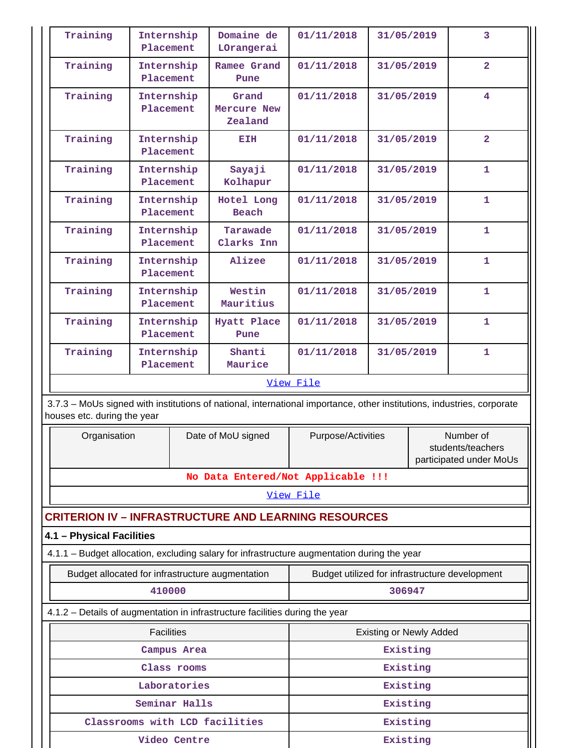| | | | | | |
|---|---|---|---|---|---|
| Training | Internship Placement | Domaine de LOrangerai | 01/11/2018 | 31/05/2019 | 3 |
| Training | Internship Placement | Ramee Grand Pune | 01/11/2018 | 31/05/2019 | 2 |
| Training | Internship Placement | Grand Mercure New Zealand | 01/11/2018 | 31/05/2019 | 4 |
| Training | Internship Placement | EIH | 01/11/2018 | 31/05/2019 | 2 |
| Training | Internship Placement | Sayaji Kolhapur | 01/11/2018 | 31/05/2019 | 1 |
| Training | Internship Placement | Hotel Long Beach | 01/11/2018 | 31/05/2019 | 1 |
| Training | Internship Placement | Tarawade Clarks Inn | 01/11/2018 | 31/05/2019 | 1 |
| Training | Internship Placement | Alizee | 01/11/2018 | 31/05/2019 | 1 |
| Training | Internship Placement | Westin Mauritius | 01/11/2018 | 31/05/2019 | 1 |
| Training | Internship Placement | Hyatt Place Pune | 01/11/2018 | 31/05/2019 | 1 |
| Training | Internship Placement | Shanti Maurice | 01/11/2018 | 31/05/2019 | 1 |

View File

3.7.3 – MoUs signed with institutions of national, international importance, other institutions, industries, corporate houses etc. during the year

| Organisation | Date of MoU signed | Purpose/Activities | Number of students/teachers participated under MoUs |
|---|---|---|---|
| No Data Entered/Not Applicable !!! | | | |

View File

## CRITERION IV – INFRASTRUCTURE AND LEARNING RESOURCES

### 4.1 – Physical Facilities

4.1.1 – Budget allocation, excluding salary for infrastructure augmentation during the year

| Budget allocated for infrastructure augmentation | Budget utilized for infrastructure development |
|---|---|
| 410000 | 306947 |

4.1.2 – Details of augmentation in infrastructure facilities during the year

| Facilities | Existing or Newly Added |
|---|---|
| Campus Area | Existing |
| Class rooms | Existing |
| Laboratories | Existing |
| Seminar Halls | Existing |
| Classrooms with LCD facilities | Existing |
| Video Centre | Existing |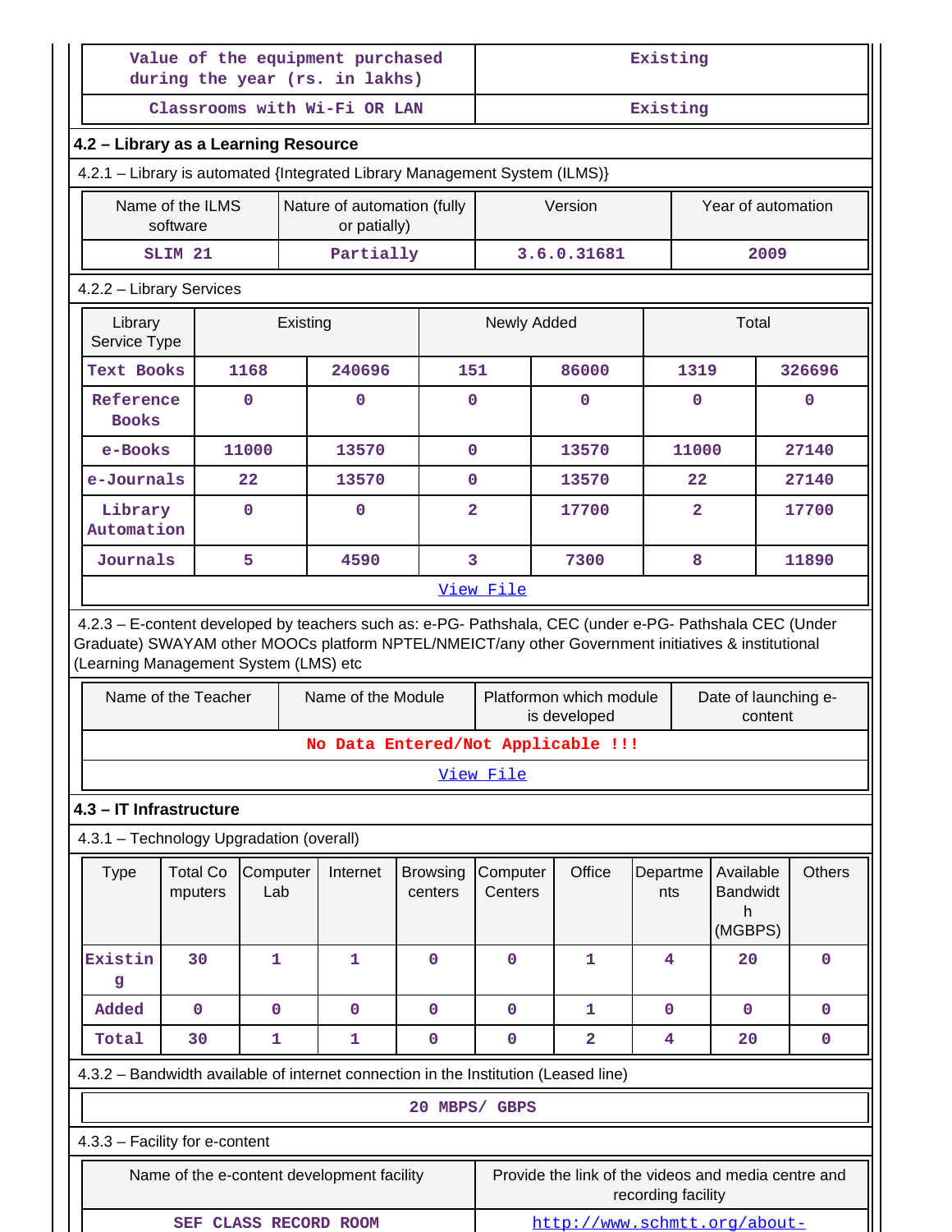| Value of the equipment purchased during the year (rs. in lakhs) | Existing |
|---|---|
| Classrooms with Wi-Fi OR LAN | Existing |

### 4.2 – Library as a Learning Resource

4.2.1 – Library is automated {Integrated Library Management System (ILMS)}

| Name of the ILMS software | Nature of automation (fully or patially) | Version | Year of automation |
|---|---|---|---|
| SLIM 21 | Partially | 3.6.0.31681 | 2009 |

4.2.2 – Library Services

| Library Service Type | Existing | | Newly Added | | Total | |
|---|---|---|---|---|---|---|
| Text Books | 1168 | 240696 | 151 | 86000 | 1319 | 326696 |
| Reference Books | 0 | 0 | 0 | 0 | 0 | 0 |
| e-Books | 11000 | 13570 | 0 | 13570 | 11000 | 27140 |
| e-Journals | 22 | 13570 | 0 | 13570 | 22 | 27140 |
| Library Automation | 0 | 0 | 2 | 17700 | 2 | 17700 |
| Journals | 5 | 4590 | 3 | 7300 | 8 | 11890 |

View File

4.2.3 – E-content developed by teachers such as: e-PG- Pathshala, CEC (under e-PG- Pathshala CEC (Under Graduate) SWAYAM other MOOCs platform NPTEL/NMEICT/any other Government initiatives & institutional (Learning Management System (LMS) etc

| Name of the Teacher | Name of the Module | Platformon which module is developed | Date of launching e-content |
|---|---|---|---|
| No Data Entered/Not Applicable !!! | | | |

View File

### 4.3 – IT Infrastructure

4.3.1 – Technology Upgradation (overall)

| Type | Total Computers | Computer Lab | Internet | Browsing centers | Computer Centers | Office | Departments | Available Bandwidth (MGBPS) | Others |
|---|---|---|---|---|---|---|---|---|---|
| Existing | 30 | 1 | 1 | 0 | 0 | 1 | 4 | 20 | 0 |
| Added | 0 | 0 | 0 | 0 | 0 | 1 | 0 | 0 | 0 |
| Total | 30 | 1 | 1 | 0 | 0 | 2 | 4 | 20 | 0 |

4.3.2 – Bandwidth available of internet connection in the Institution (Leased line)

20 MBPS/ GBPS

4.3.3 – Facility for e-content

| Name of the e-content development facility | Provide the link of the videos and media centre and recording facility |
|---|---|
| SEF CLASS RECORD ROOM | http://www.schmtt.org/about- |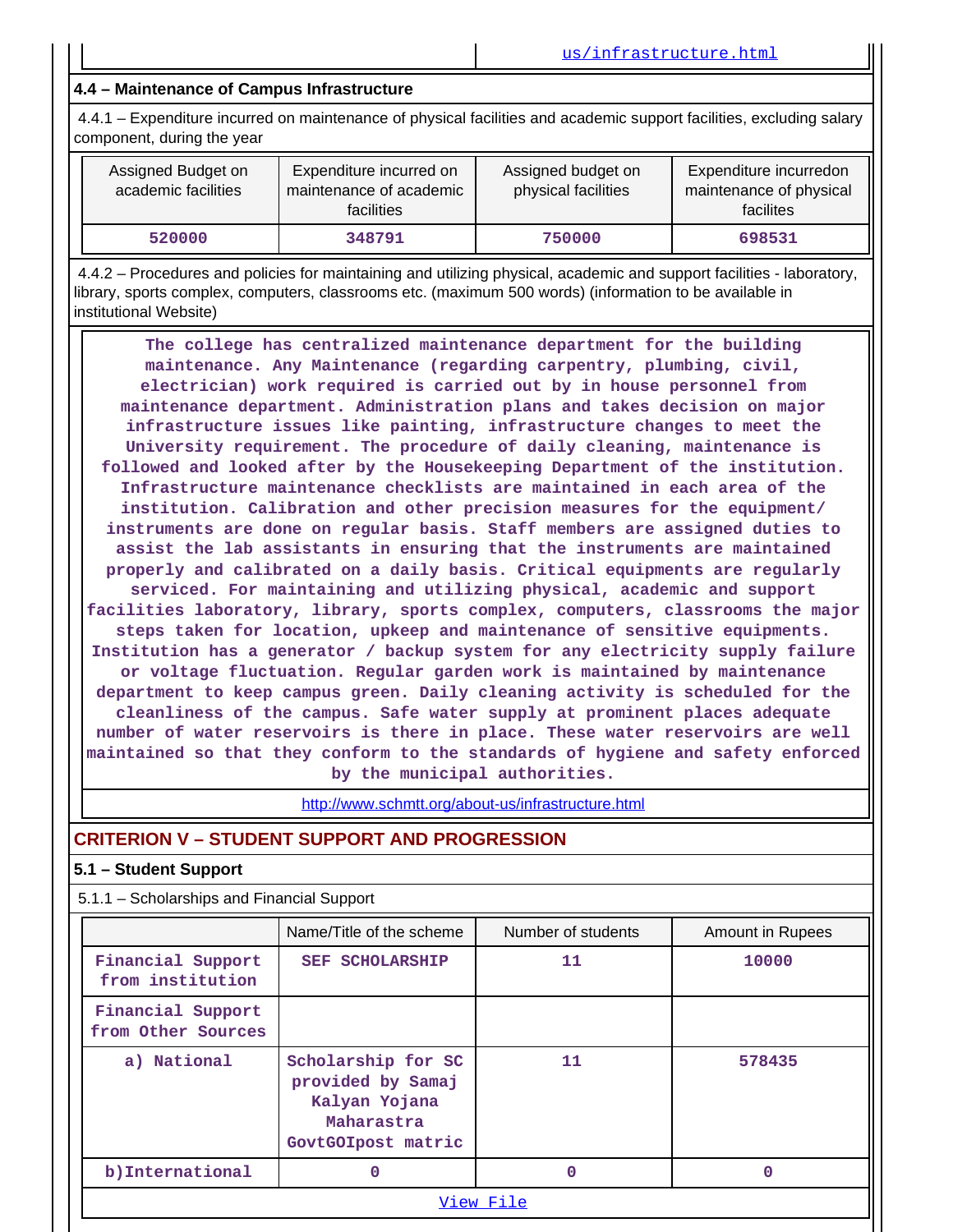| | us/infrastructure.html |
|---|---|

### 4.4 – Maintenance of Campus Infrastructure

4.4.1 – Expenditure incurred on maintenance of physical facilities and academic support facilities, excluding salary component, during the year

| Assigned Budget on academic facilities | Expenditure incurred on maintenance of academic facilities | Assigned budget on physical facilities | Expenditure incurredon maintenance of physical facilites |
|---|---|---|---|
| 520000 | 348791 | 750000 | 698531 |

4.4.2 – Procedures and policies for maintaining and utilizing physical, academic and support facilities - laboratory, library, sports complex, computers, classrooms etc. (maximum 500 words) (information to be available in institutional Website)

The college has centralized maintenance department for the building maintenance. Any Maintenance (regarding carpentry, plumbing, civil, electrician) work required is carried out by in house personnel from maintenance department. Administration plans and takes decision on major infrastructure issues like painting, infrastructure changes to meet the University requirement. The procedure of daily cleaning, maintenance is followed and looked after by the Housekeeping Department of the institution. Infrastructure maintenance checklists are maintained in each area of the institution. Calibration and other precision measures for the equipment/ instruments are done on regular basis. Staff members are assigned duties to assist the lab assistants in ensuring that the instruments are maintained properly and calibrated on a daily basis. Critical equipments are regularly serviced. For maintaining and utilizing physical, academic and support facilities laboratory, library, sports complex, computers, classrooms the major steps taken for location, upkeep and maintenance of sensitive equipments. Institution has a generator / backup system for any electricity supply failure or voltage fluctuation. Regular garden work is maintained by maintenance department to keep campus green. Daily cleaning activity is scheduled for the cleanliness of the campus. Safe water supply at prominent places adequate number of water reservoirs is there in place. These water reservoirs are well maintained so that they conform to the standards of hygiene and safety enforced by the municipal authorities.

http://www.schmtt.org/about-us/infrastructure.html

## CRITERION V – STUDENT SUPPORT AND PROGRESSION

### 5.1 – Student Support

5.1.1 – Scholarships and Financial Support

| | Name/Title of the scheme | Number of students | Amount in Rupees |
|---|---|---|---|
| Financial Support from institution | SEF SCHOLARSHIP | 11 | 10000 |
| Financial Support from Other Sources | | | |
| a) National | Scholarship for SC provided by Samaj Kalyan Yojana Maharastra GovtGOIpost matric | 11 | 578435 |
| b)International | 0 | 0 | 0 |

View File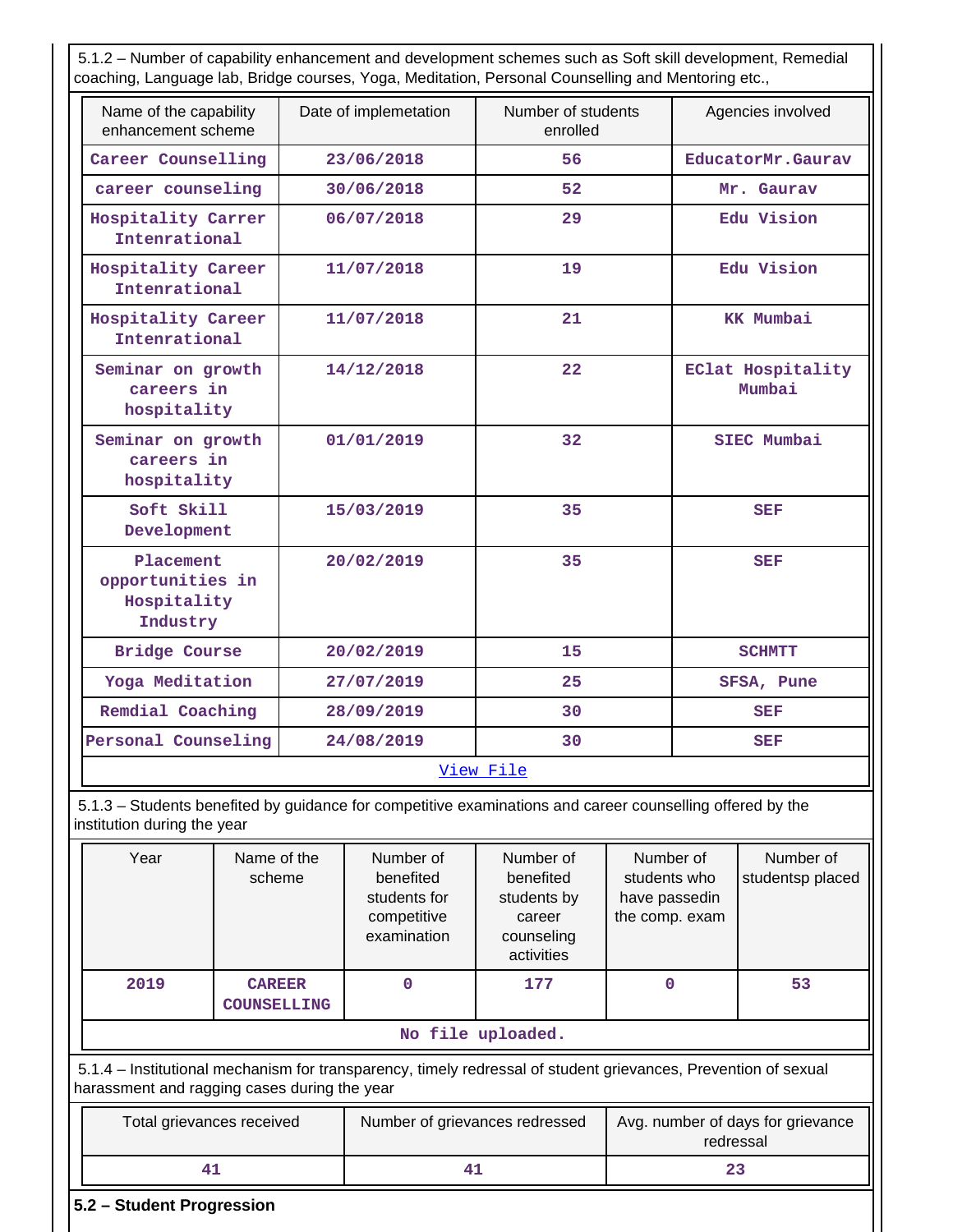5.1.2 – Number of capability enhancement and development schemes such as Soft skill development, Remedial coaching, Language lab, Bridge courses, Yoga, Meditation, Personal Counselling and Mentoring etc.,

| Name of the capability enhancement scheme | Date of implemetation | Number of students enrolled | Agencies involved |
|---|---|---|---|
| Career Counselling | 23/06/2018 | 56 | EducatorMr.Gaurav |
| career counseling | 30/06/2018 | 52 | Mr. Gaurav |
| Hospitality Carrer Intenrational | 06/07/2018 | 29 | Edu Vision |
| Hospitality Career Intenrational | 11/07/2018 | 19 | Edu Vision |
| Hospitality Career Intenrational | 11/07/2018 | 21 | KK Mumbai |
| Seminar on growth careers in hospitality | 14/12/2018 | 22 | EClat Hospitality Mumbai |
| Seminar on growth careers in hospitality | 01/01/2019 | 32 | SIEC Mumbai |
| Soft Skill Development | 15/03/2019 | 35 | SEF |
| Placement opportunities in Hospitality Industry | 20/02/2019 | 35 | SEF |
| Bridge Course | 20/02/2019 | 15 | SCHMTT |
| Yoga Meditation | 27/07/2019 | 25 | SFSA, Pune |
| Remdial Coaching | 28/09/2019 | 30 | SEF |
| Personal Counseling | 24/08/2019 | 30 | SEF |

View File

5.1.3 – Students benefited by guidance for competitive examinations and career counselling offered by the institution during the year

| Year | Name of the scheme | Number of benefited students for competitive examination | Number of benefited students by career counseling activities | Number of students who have passedin the comp. exam | Number of studentsp placed |
|---|---|---|---|---|---|
| 2019 | CAREER COUNSELLING | 0 | 177 | 0 | 53 |

No file uploaded.

5.1.4 – Institutional mechanism for transparency, timely redressal of student grievances, Prevention of sexual harassment and ragging cases during the year

| Total grievances received | Number of grievances redressed | Avg. number of days for grievance redressal |
|---|---|---|
| 41 | 41 | 23 |

**5.2 – Student Progression**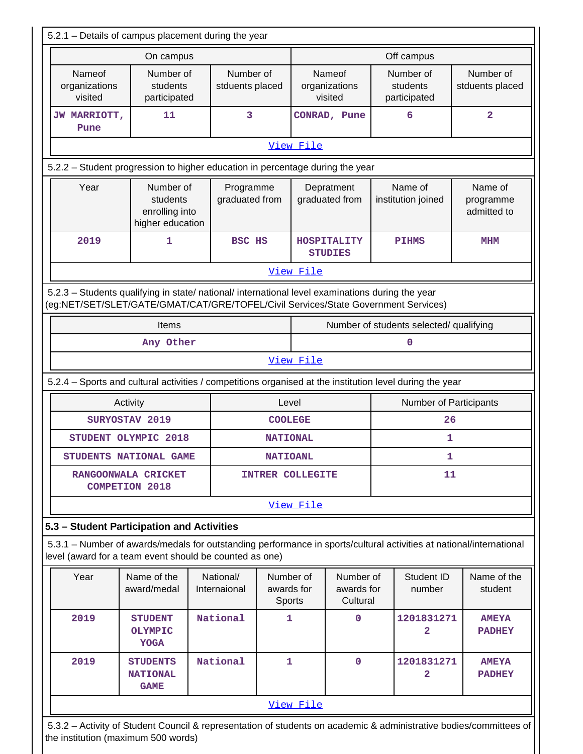5.2.1 – Details of campus placement during the year

| On campus | | | Off campus | | |
|---|---|---|---|---|---|
| Nameof organizations visited | Number of students participated | Number of stduents placed | Nameof organizations visited | Number of students participated | Number of stduents placed |
| JW MARRIOTT, Pune | 11 | 3 | CONRAD, Pune | 6 | 2 |

View File

5.2.2 – Student progression to higher education in percentage during the year

| Year | Number of students enrolling into higher education | Programme graduated from | Depratment graduated from | Name of institution joined | Name of programme admitted to |
|---|---|---|---|---|---|
| 2019 | 1 | BSC HS | HOSPITALITY STUDIES | PIHMS | MHM |

View File

5.2.3 – Students qualifying in state/ national/ international level examinations during the year (eg:NET/SET/SLET/GATE/GMAT/CAT/GRE/TOFEL/Civil Services/State Government Services)

| Items | Number of students selected/ qualifying |
|---|---|
| Any Other | 0 |

View File

5.2.4 – Sports and cultural activities / competitions organised at the institution level during the year

| Activity | Level | Number of Participants |
|---|---|---|
| SURYOSTAV 2019 | COOLEGE | 26 |
| STUDENT OLYMPIC 2018 | NATIONAL | 1 |
| STUDENTS NATIONAL GAME | NATIOANL | 1 |
| RANGOONWALA CRICKET COMPETION 2018 | INTRER COLLEGITE | 11 |

View File

## 5.3 – Student Participation and Activities

5.3.1 – Number of awards/medals for outstanding performance in sports/cultural activities at national/international level (award for a team event should be counted as one)

| Year | Name of the award/medal | National/ Internaional | Number of awards for Sports | Number of awards for Cultural | Student ID number | Name of the student |
|---|---|---|---|---|---|---|
| 2019 | STUDENT OLYMPIC YOGA | National | 1 | 0 | 12018312712 | AMEYA PADHEY |
| 2019 | STUDENTS NATIONAL GAME | National | 1 | 0 | 12018312712 | AMEYA PADHEY |

View File

5.3.2 – Activity of Student Council & representation of students on academic & administrative bodies/committees of the institution (maximum 500 words)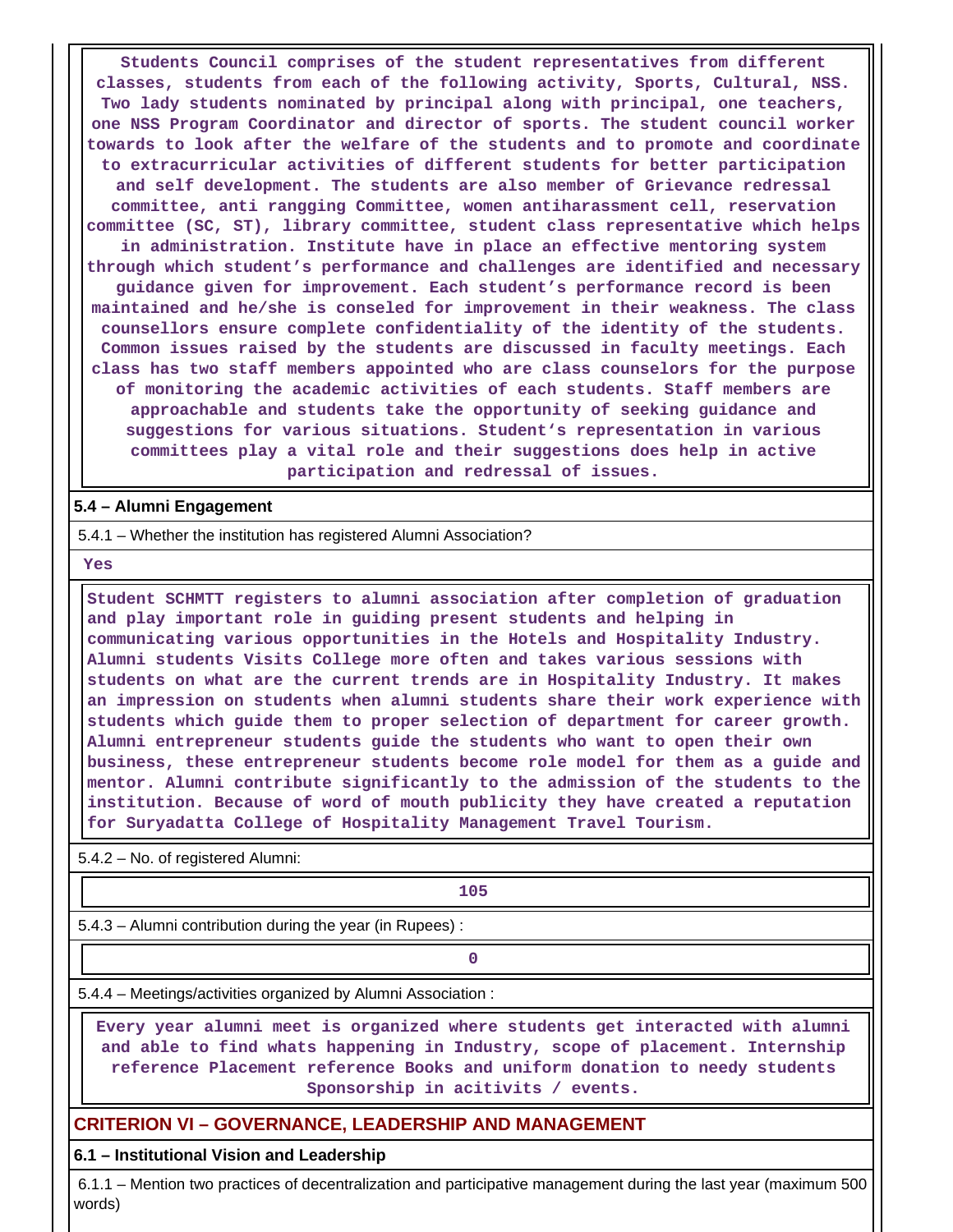Students Council comprises of the student representatives from different classes, students from each of the following activity, Sports, Cultural, NSS. Two lady students nominated by principal along with principal, one teachers, one NSS Program Coordinator and director of sports. The student council worker towards to look after the welfare of the students and to promote and coordinate to extracurricular activities of different students for better participation and self development. The students are also member of Grievance redressal committee, anti rangging Committee, women antiharassment cell, reservation committee (SC, ST), library committee, student class representative which helps in administration. Institute have in place an effective mentoring system through which student's performance and challenges are identified and necessary guidance given for improvement. Each student's performance record is been maintained and he/she is conseled for improvement in their weakness. The class counsellors ensure complete confidentiality of the identity of the students. Common issues raised by the students are discussed in faculty meetings. Each class has two staff members appointed who are class counselors for the purpose of monitoring the academic activities of each students. Staff members are approachable and students take the opportunity of seeking guidance and suggestions for various situations. Student's representation in various committees play a vital role and their suggestions does help in active participation and redressal of issues.

**5.4 – Alumni Engagement**

5.4.1 – Whether the institution has registered Alumni Association?

Yes

Student SCHMTT registers to alumni association after completion of graduation and play important role in guiding present students and helping in communicating various opportunities in the Hotels and Hospitality Industry. Alumni students Visits College more often and takes various sessions with students on what are the current trends are in Hospitality Industry. It makes an impression on students when alumni students share their work experience with students which guide them to proper selection of department for career growth. Alumni entrepreneur students guide the students who want to open their own business, these entrepreneur students become role model for them as a guide and mentor. Alumni contribute significantly to the admission of the students to the institution. Because of word of mouth publicity they have created a reputation for Suryadatta College of Hospitality Management Travel Tourism.

5.4.2 – No. of registered Alumni:

105

5.4.3 – Alumni contribution during the year (in Rupees) :

0

5.4.4 – Meetings/activities organized by Alumni Association :

Every year alumni meet is organized where students get interacted with alumni and able to find whats happening in Industry, scope of placement. Internship reference Placement reference Books and uniform donation to needy students Sponsorship in acitivits / events.

## CRITERION VI – GOVERNANCE, LEADERSHIP AND MANAGEMENT

**6.1 – Institutional Vision and Leadership**

6.1.1 – Mention two practices of decentralization and participative management during the last year (maximum 500 words)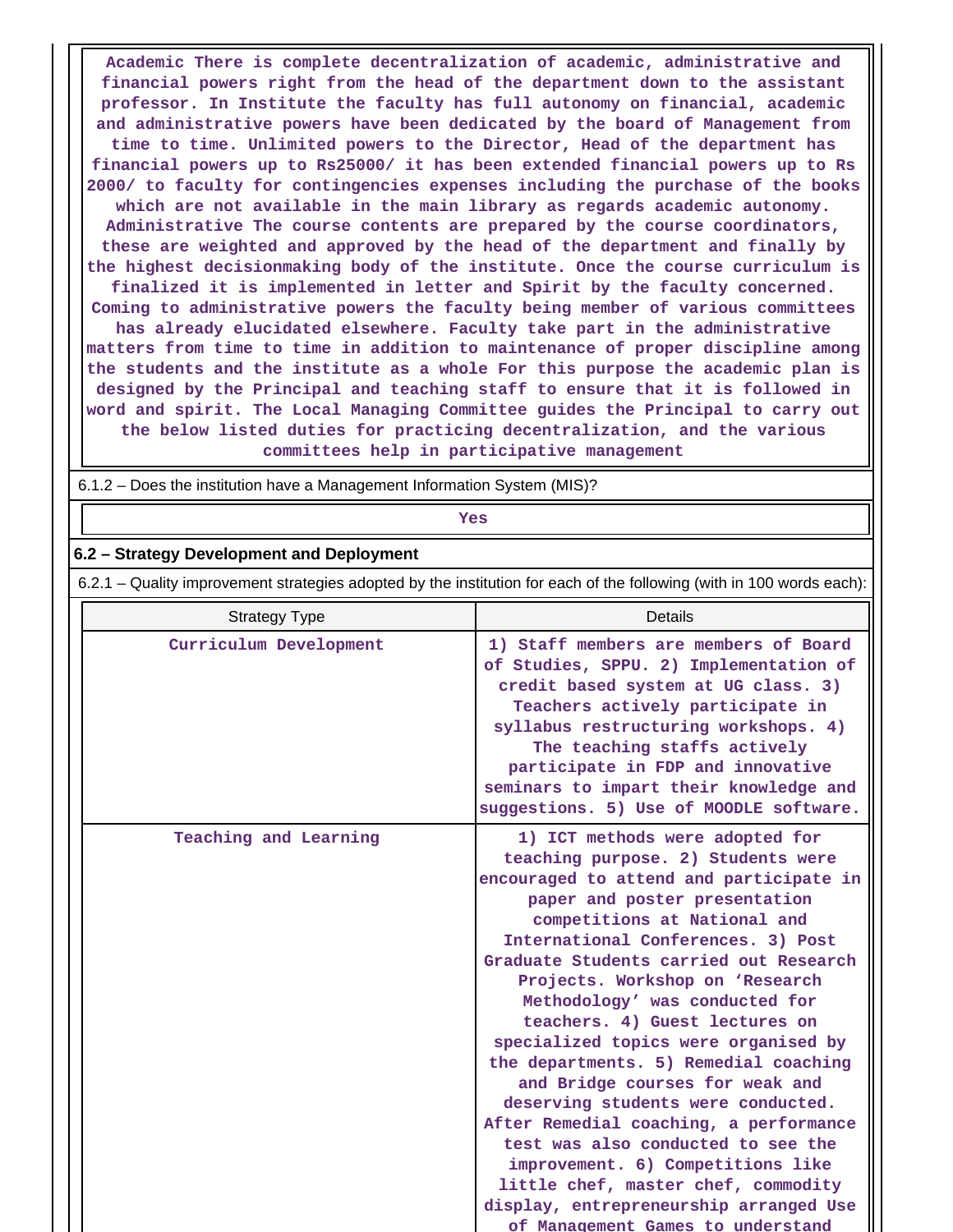Academic There is complete decentralization of academic, administrative and financial powers right from the head of the department down to the assistant professor. In Institute the faculty has full autonomy on financial, academic and administrative powers have been dedicated by the board of Management from time to time. Unlimited powers to the Director, Head of the department has financial powers up to Rs25000/ it has been extended financial powers up to Rs 2000/ to faculty for contingencies expenses including the purchase of the books which are not available in the main library as regards academic autonomy. Administrative The course contents are prepared by the course coordinators, these are weighted and approved by the head of the department and finally by the highest decisionmaking body of the institute. Once the course curriculum is finalized it is implemented in letter and Spirit by the faculty concerned. Coming to administrative powers the faculty being member of various committees has already elucidated elsewhere. Faculty take part in the administrative matters from time to time in addition to maintenance of proper discipline among the students and the institute as a whole For this purpose the academic plan is designed by the Principal and teaching staff to ensure that it is followed in word and spirit. The Local Managing Committee guides the Principal to carry out the below listed duties for practicing decentralization, and the various committees help in participative management

6.1.2 – Does the institution have a Management Information System (MIS)?

Yes

**6.2 – Strategy Development and Deployment**

6.2.1 – Quality improvement strategies adopted by the institution for each of the following (with in 100 words each):

| Strategy Type | Details |
|---|---|
| Curriculum Development | 1) Staff members are members of Board of Studies, SPPU. 2) Implementation of credit based system at UG class. 3) Teachers actively participate in syllabus restructuring workshops. 4) The teaching staffs actively participate in FDP and innovative seminars to impart their knowledge and suggestions. 5) Use of MOODLE software. |
| Teaching and Learning | 1) ICT methods were adopted for teaching purpose. 2) Students were encouraged to attend and participate in paper and poster presentation competitions at National and International Conferences. 3) Post Graduate Students carried out Research Projects. Workshop on 'Research Methodology' was conducted for teachers. 4) Guest lectures on specialized topics were organised by the departments. 5) Remedial coaching and Bridge courses for weak and deserving students were conducted. After Remedial coaching, a performance test was also conducted to see the improvement. 6) Competitions like little chef, master chef, commodity display, entrepreneurship arranged Use of Management Games to understand |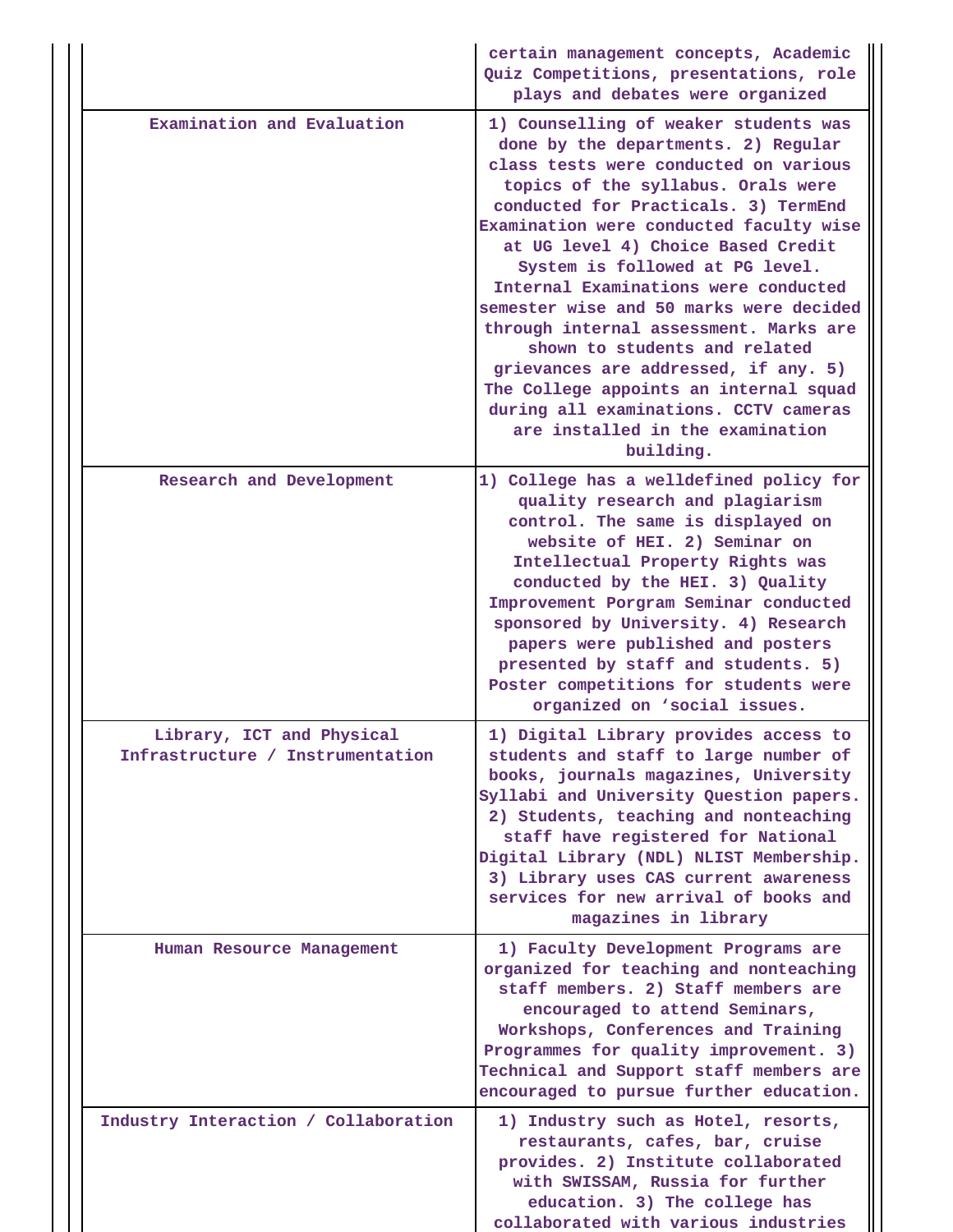| | |
|---|---|
| | certain management concepts, Academic Quiz Competitions, presentations, role plays and debates were organized |
| Examination and Evaluation | 1) Counselling of weaker students was done by the departments. 2) Regular class tests were conducted on various topics of the syllabus. Orals were conducted for Practicals. 3) TermEnd Examination were conducted faculty wise at UG level 4) Choice Based Credit System is followed at PG level. Internal Examinations were conducted semester wise and 50 marks were decided through internal assessment. Marks are shown to students and related grievances are addressed, if any. 5) The College appoints an internal squad during all examinations. CCTV cameras are installed in the examination building. |
| Research and Development | 1) College has a welldefined policy for quality research and plagiarism control. The same is displayed on website of HEI. 2) Seminar on Intellectual Property Rights was conducted by the HEI. 3) Quality Improvement Porgram Seminar conducted sponsored by University. 4) Research papers were published and posters presented by staff and students. 5) Poster competitions for students were organized on 'social issues. |
| Library, ICT and Physical Infrastructure / Instrumentation | 1) Digital Library provides access to students and staff to large number of books, journals magazines, University Syllabi and University Question papers. 2) Students, teaching and nonteaching staff have registered for National Digital Library (NDL) NLIST Membership. 3) Library uses CAS current awareness services for new arrival of books and magazines in library |
| Human Resource Management | 1) Faculty Development Programs are organized for teaching and nonteaching staff members. 2) Staff members are encouraged to attend Seminars, Workshops, Conferences and Training Programmes for quality improvement. 3) Technical and Support staff members are encouraged to pursue further education. |
| Industry Interaction / Collaboration | 1) Industry such as Hotel, resorts, restaurants, cafes, bar, cruise provides. 2) Institute collaborated with SWISSAM, Russia for further education. 3) The college has collaborated with various industries |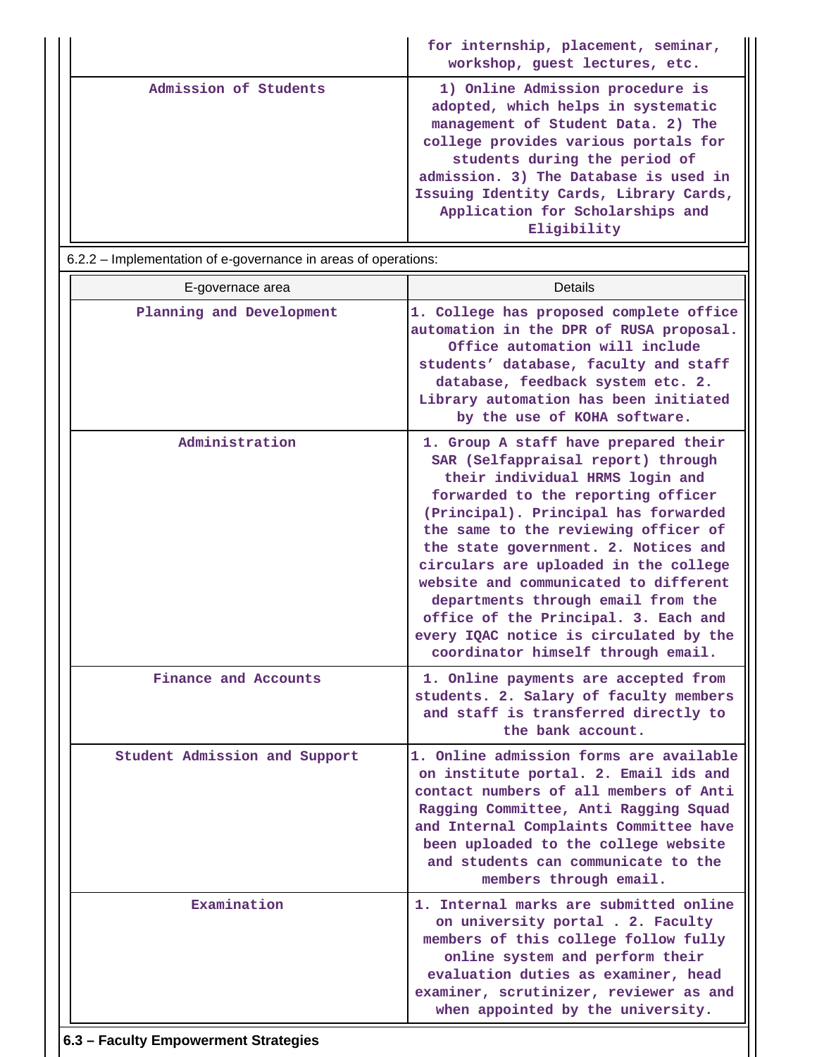| | |
|---|---|
| | for internship, placement, seminar, workshop, guest lectures, etc. |
| Admission of Students | 1) Online Admission procedure is adopted, which helps in systematic management of Student Data. 2) The college provides various portals for students during the period of admission. 3) The Database is used in Issuing Identity Cards, Library Cards, Application for Scholarships and Eligibility |

6.2.2 – Implementation of e-governance in areas of operations:

| E-govenance area | Details |
|---|---|
| Planning and Development | 1. College has proposed complete office automation in the DPR of RUSA proposal. Office automation will include students' database, faculty and staff database, feedback system etc. 2. Library automation has been initiated by the use of KOHA software. |
| Administration | 1. Group A staff have prepared their SAR (Selfappraisal report) through their individual HRMS login and forwarded to the reporting officer (Principal). Principal has forwarded the same to the reviewing officer of the state government. 2. Notices and circulars are uploaded in the college website and communicated to different departments through email from the office of the Principal. 3. Each and every IQAC notice is circulated by the coordinator himself through email. |
| Finance and Accounts | 1. Online payments are accepted from students. 2. Salary of faculty members and staff is transferred directly to the bank account. |
| Student Admission and Support | 1. Online admission forms are available on institute portal. 2. Email ids and contact numbers of all members of Anti Ragging Committee, Anti Ragging Squad and Internal Complaints Committee have been uploaded to the college website and students can communicate to the members through email. |
| Examination | 1. Internal marks are submitted online on university portal . 2. Faculty members of this college follow fully online system and perform their evaluation duties as examiner, head examiner, scrutinizer, reviewer as and when appointed by the university. |

**6.3 – Faculty Empowerment Strategies**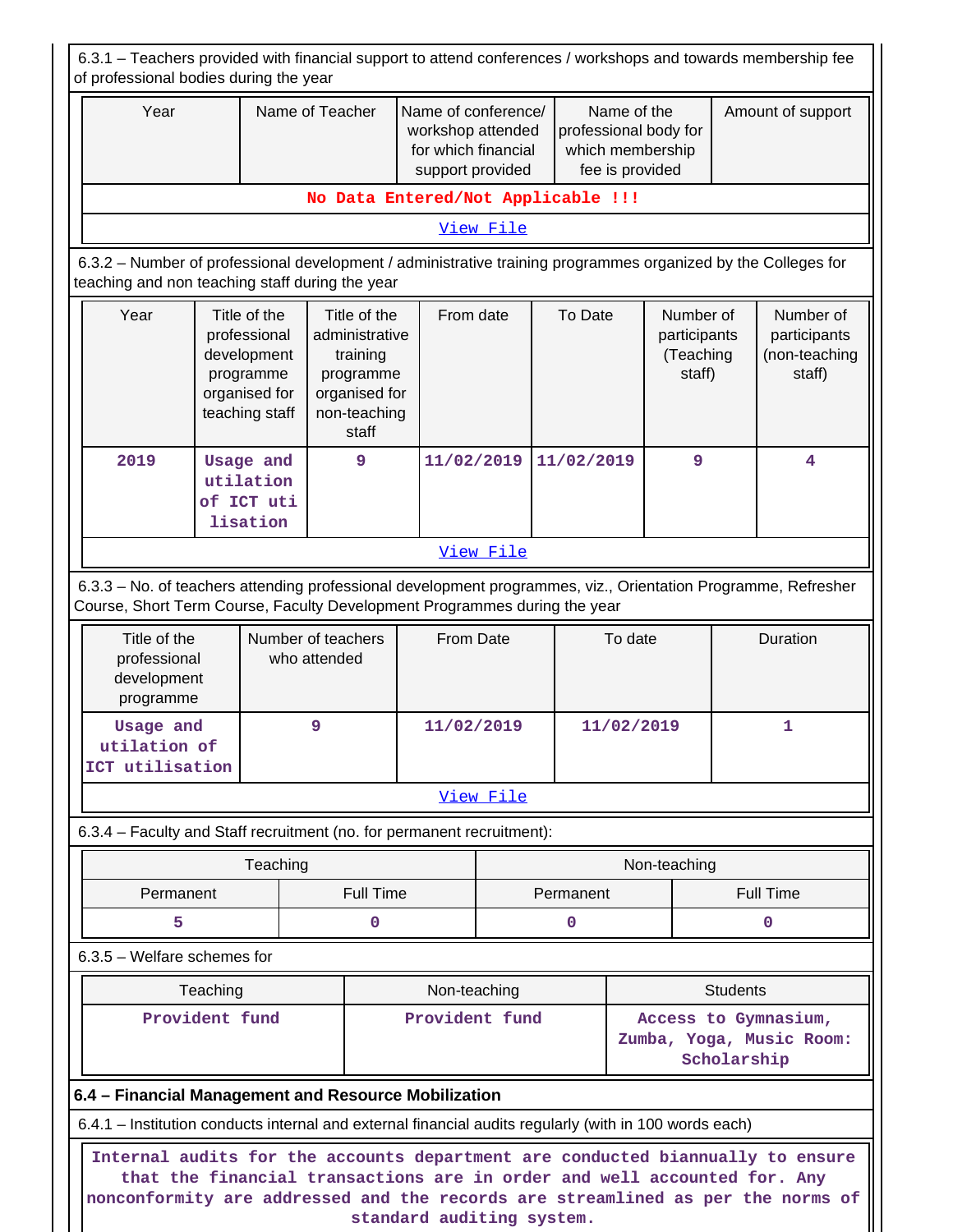6.3.1 – Teachers provided with financial support to attend conferences / workshops and towards membership fee of professional bodies during the year

| Year | Name of Teacher | Name of conference/ workshop attended for which financial support provided | Name of the professional body for which membership fee is provided | Amount of support |
|---|---|---|---|---|
| No Data Entered/Not Applicable !!! | | | | |
| View File | | | | |

6.3.2 – Number of professional development / administrative training programmes organized by the Colleges for teaching and non teaching staff during the year

| Year | Title of the professional development programme organised for teaching staff | Title of the administrative training programme organised for non-teaching staff | From date | To Date | Number of participants (Teaching staff) | Number of participants (non-teaching staff) |
|---|---|---|---|---|---|---|
| 2019 | Usage and utilation of ICT uti lisation | 9 | 11/02/2019 | 11/02/2019 | 9 | 4 |
| View File | | | | | | |

6.3.3 – No. of teachers attending professional development programmes, viz., Orientation Programme, Refresher Course, Short Term Course, Faculty Development Programmes during the year

| Title of the professional development programme | Number of teachers who attended | From Date | To date | Duration |
|---|---|---|---|---|
| Usage and utilation of ICT utilisation | 9 | 11/02/2019 | 11/02/2019 | 1 |
| View File | | | | |

6.3.4 – Faculty and Staff recruitment (no. for permanent recruitment):

| Teaching | | Non-teaching | |
|---|---|---|---|
| Permanent | Full Time | Permanent | Full Time |
| 5 | 0 | 0 | 0 |

6.3.5 – Welfare schemes for

| Teaching | Non-teaching | Students |
|---|---|---|
| Provident fund | Provident fund | Access to Gymnasium, Zumba, Yoga, Music Room: Scholarship |

**6.4 – Financial Management and Resource Mobilization**

6.4.1 – Institution conducts internal and external financial audits regularly (with in 100 words each)

Internal audits for the accounts department are conducted biannually to ensure that the financial transactions are in order and well accounted for. Any nonconformity are addressed and the records are streamlined as per the norms of standard auditing system.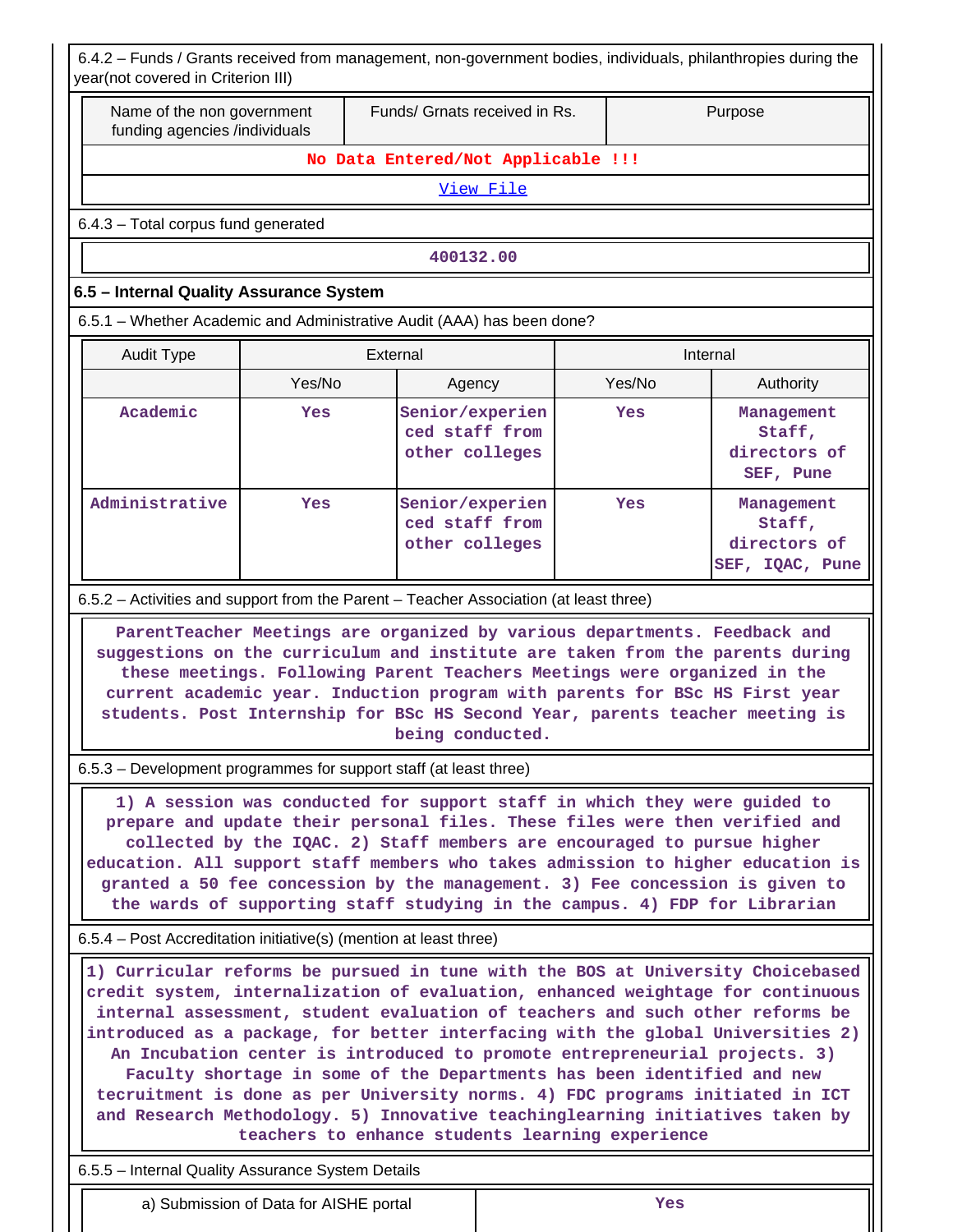6.4.2 – Funds / Grants received from management, non-government bodies, individuals, philanthropies during the year(not covered in Criterion III)

| Name of the non government funding agencies /individuals | Funds/ Grnats received in Rs. | Purpose |
|---|---|---|
| No Data Entered/Not Applicable !!! | | |
| View File | | |

6.4.3 – Total corpus fund generated

400132.00

**6.5 – Internal Quality Assurance System**

6.5.1 – Whether Academic and Administrative Audit (AAA) has been done?

| Audit Type | External | | Internal | |
|---|---|---|---|---|
| | Yes/No | Agency | Yes/No | Authority |
| Academic | Yes | Senior/experienced staff from other colleges | Yes | Management Staff, directors of SEF, Pune |
| Administrative | Yes | Senior/experienced staff from other colleges | Yes | Management Staff, directors of SEF, IQAC, Pune |

6.5.2 – Activities and support from the Parent – Teacher Association (at least three)

ParentTeacher Meetings are organized by various departments. Feedback and suggestions on the curriculum and institute are taken from the parents during these meetings. Following Parent Teachers Meetings were organized in the current academic year. Induction program with parents for BSc HS First year students. Post Internship for BSc HS Second Year, parents teacher meeting is being conducted.

6.5.3 – Development programmes for support staff (at least three)

1) A session was conducted for support staff in which they were guided to prepare and update their personal files. These files were then verified and collected by the IQAC. 2) Staff members are encouraged to pursue higher education. All support staff members who takes admission to higher education is granted a 50 fee concession by the management. 3) Fee concession is given to the wards of supporting staff studying in the campus. 4) FDP for Librarian

6.5.4 – Post Accreditation initiative(s) (mention at least three)

1) Curricular reforms be pursued in tune with the BOS at University Choicebased credit system, internalization of evaluation, enhanced weightage for continuous internal assessment, student evaluation of teachers and such other reforms be introduced as a package, for better interfacing with the global Universities 2) An Incubation center is introduced to promote entrepreneurial projects. 3) Faculty shortage in some of the Departments has been identified and new tecruitment is done as per University norms. 4) FDC programs initiated in ICT and Research Methodology. 5) Innovative teachinglearning initiatives taken by teachers to enhance students learning experience

6.5.5 – Internal Quality Assurance System Details

| a) Submission of Data for AISHE portal | Yes |
|---|---|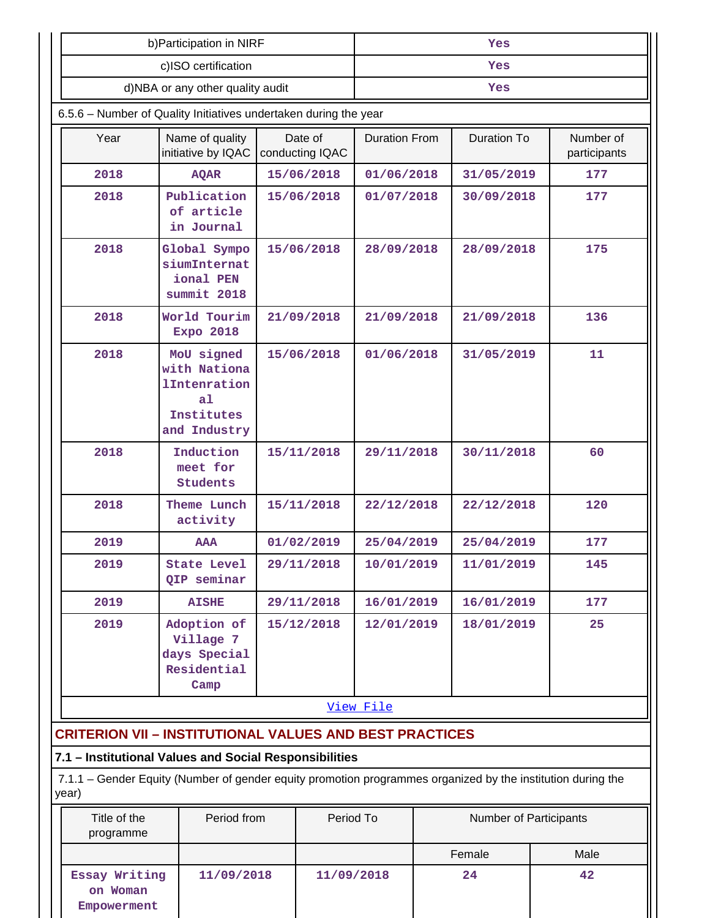| b)Participation in NIRF | Yes |
|---|---|
| c)ISO certification | Yes |
| d)NBA or any other quality audit | Yes |

6.5.6 – Number of Quality Initiatives undertaken during the year

| Year | Name of quality initiative by IQAC | Date of conducting IQAC | Duration From | Duration To | Number of participants |
|---|---|---|---|---|---|
| 2018 | AQAR | 15/06/2018 | 01/06/2018 | 31/05/2019 | 177 |
| 2018 | Publication of article in Journal | 15/06/2018 | 01/07/2018 | 30/09/2018 | 177 |
| 2018 | Global SymposiumInternational PEN summit 2018 | 15/06/2018 | 28/09/2018 | 28/09/2018 | 175 |
| 2018 | World Tourim Expo 2018 | 21/09/2018 | 21/09/2018 | 21/09/2018 | 136 |
| 2018 | MoU signed with NationalIntenerational Institutes and Industry | 15/06/2018 | 01/06/2018 | 31/05/2019 | 11 |
| 2018 | Induction meet for Students | 15/11/2018 | 29/11/2018 | 30/11/2018 | 60 |
| 2018 | Theme Lunch activity | 15/11/2018 | 22/12/2018 | 22/12/2018 | 120 |
| 2019 | AAA | 01/02/2019 | 25/04/2019 | 25/04/2019 | 177 |
| 2019 | State Level QIP seminar | 29/11/2018 | 10/01/2019 | 11/01/2019 | 145 |
| 2019 | AISHE | 29/11/2018 | 16/01/2019 | 16/01/2019 | 177 |
| 2019 | Adoption of Village 7 days Special Residential Camp | 15/12/2018 | 12/01/2019 | 18/01/2019 | 25 |

View File

## CRITERION VII – INSTITUTIONAL VALUES AND BEST PRACTICES

### 7.1 – Institutional Values and Social Responsibilities

7.1.1 – Gender Equity (Number of gender equity promotion programmes organized by the institution during the year)

| Title of the programme | Period from | Period To | Number of Participants | |
|---|---|---|---|---|
| | | | Female | Male |
| Essay Writing on Woman Empowerment | 11/09/2018 | 11/09/2018 | 24 | 42 |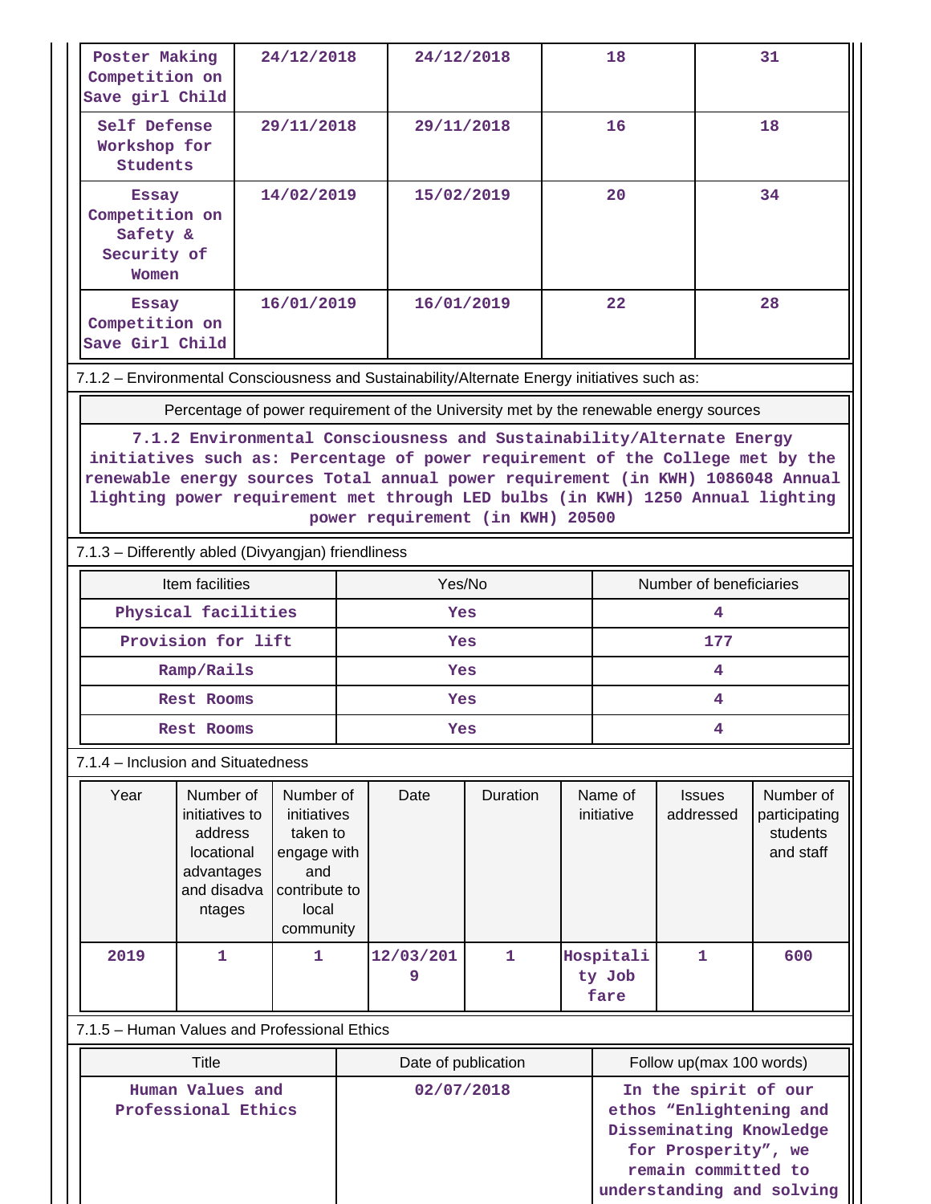| Poster Making Competition on Save girl Child | 24/12/2018 | 24/12/2018 | 18 | 31 |
|---|---|---|---|---|
| Self Defense Workshop for Students | 29/11/2018 | 29/11/2018 | 16 | 18 |
| Essay Competition on Safety & Security of Women | 14/02/2019 | 15/02/2019 | 20 | 34 |
| Essay Competition on Save Girl Child | 16/01/2019 | 16/01/2019 | 22 | 28 |

7.1.2 – Environmental Consciousness and Sustainability/Alternate Energy initiatives such as:

| Percentage of power requirement of the University met by the renewable energy sources |
|---|
| 7.1.2 Environmental Consciousness and Sustainability/Alternate Energy initiatives such as: Percentage of power requirement of the College met by the renewable energy sources Total annual power requirement (in KWH) 1086048 Annual lighting power requirement met through LED bulbs (in KWH) 1250 Annual lighting power requirement (in KWH) 20500 |

7.1.3 – Differently abled (Divyangjan) friendliness

| Item facilities | Yes/No | Number of beneficiaries |
|---|---|---|
| Physical facilities | Yes | 4 |
| Provision for lift | Yes | 177 |
| Ramp/Rails | Yes | 4 |
| Rest Rooms | Yes | 4 |
| Rest Rooms | Yes | 4 |

7.1.4 – Inclusion and Situatedness

| Year | Number of initiatives to address locational advantages and disadva ntages | Number of initiatives taken to engage with and contribute to local community | Date | Duration | Name of initiative | Issues addressed | Number of participating students and staff |
|---|---|---|---|---|---|---|---|
| 2019 | 1 | 1 | 12/03/2019 | 1 | Hospitality Job fare | 1 | 600 |

7.1.5 – Human Values and Professional Ethics

| Title | Date of publication | Follow up(max 100 words) |
|---|---|---|
| Human Values and Professional Ethics | 02/07/2018 | In the spirit of our ethos “Enlightening and Disseminating Knowledge for Prosperity”, we remain committed to understanding and solving |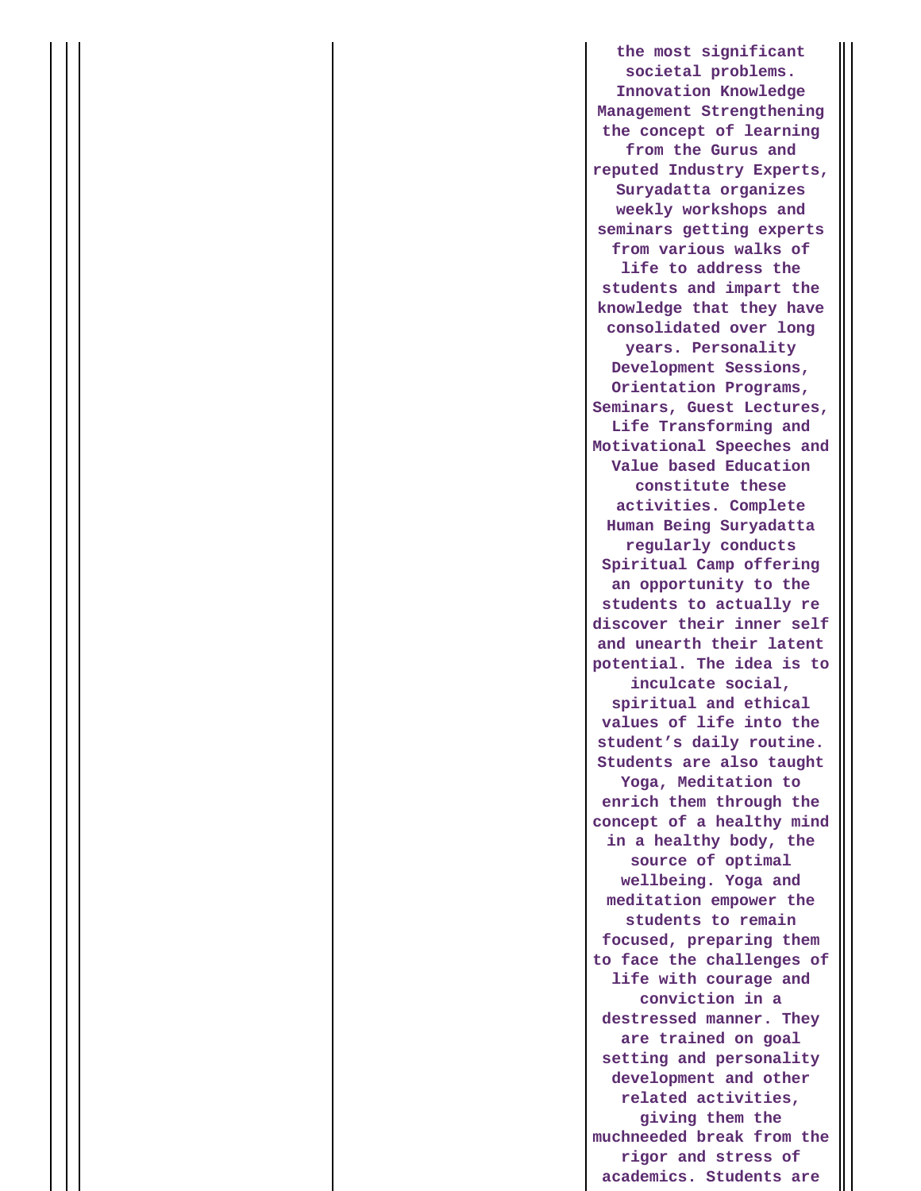| | | |
|---|---|---|
| | | the most significant societal problems. Innovation Knowledge Management Strengthening the concept of learning from the Gurus and reputed Industry Experts, Suryadatta organizes weekly workshops and seminars getting experts from various walks of life to address the students and impart the knowledge that they have consolidated over long years. Personality Development Sessions, Orientation Programs, Seminars, Guest Lectures, Life Transforming and Motivational Speeches and Value based Education constitute these activities. Complete Human Being Suryadatta regularly conducts Spiritual Camp offering an opportunity to the students to actually re discover their inner self and unearth their latent potential. The idea is to inculcate social, spiritual and ethical values of life into the student's daily routine. Students are also taught Yoga, Meditation to enrich them through the concept of a healthy mind in a healthy body, the source of optimal wellbeing. Yoga and meditation empower the students to remain focused, preparing them to face the challenges of life with courage and conviction in a destressed manner. They are trained on goal setting and personality development and other related activities, giving them the muchneeded break from the rigor and stress of academics. Students are |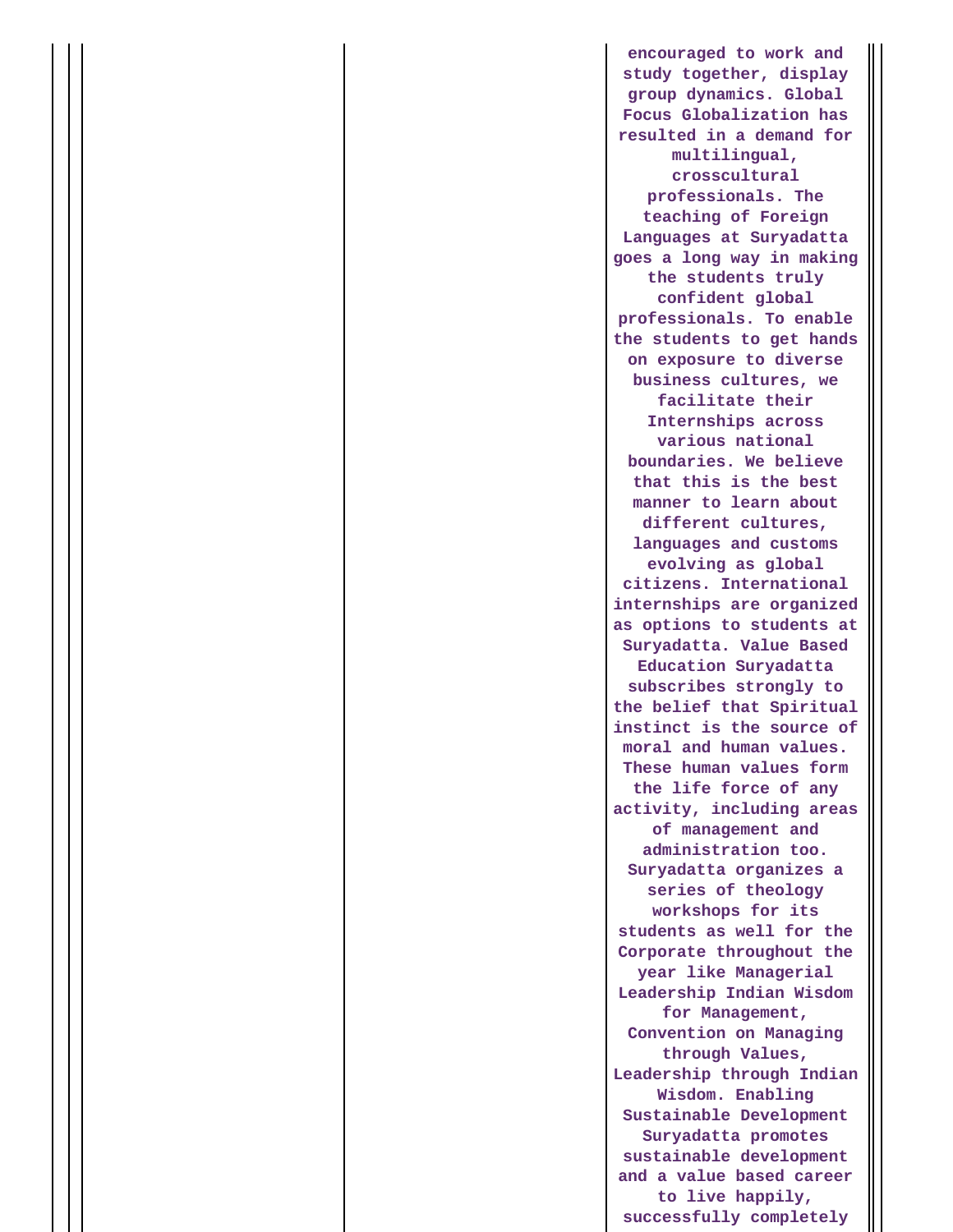| | | |
|---|---|---|
| | | encouraged to work and study together, display group dynamics. Global Focus Globalization has resulted in a demand for multilingual, crosscultural professionals. The teaching of Foreign Languages at Suryadatta goes a long way in making the students truly confident global professionals. To enable the students to get hands on exposure to diverse business cultures, we facilitate their Internships across various national boundaries. We believe that this is the best manner to learn about different cultures, languages and customs evolving as global citizens. International internships are organized as options to students at Suryadatta. Value Based Education Suryadatta subscribes strongly to the belief that Spiritual instinct is the source of moral and human values. These human values form the life force of any activity, including areas of management and administration too. Suryadatta organizes a series of theology workshops for its students as well for the Corporate throughout the year like Managerial Leadership Indian Wisdom for Management, Convention on Managing through Values, Leadership through Indian Wisdom. Enabling Sustainable Development Suryadatta promotes sustainable development and a value based career to live happily, successfully completely |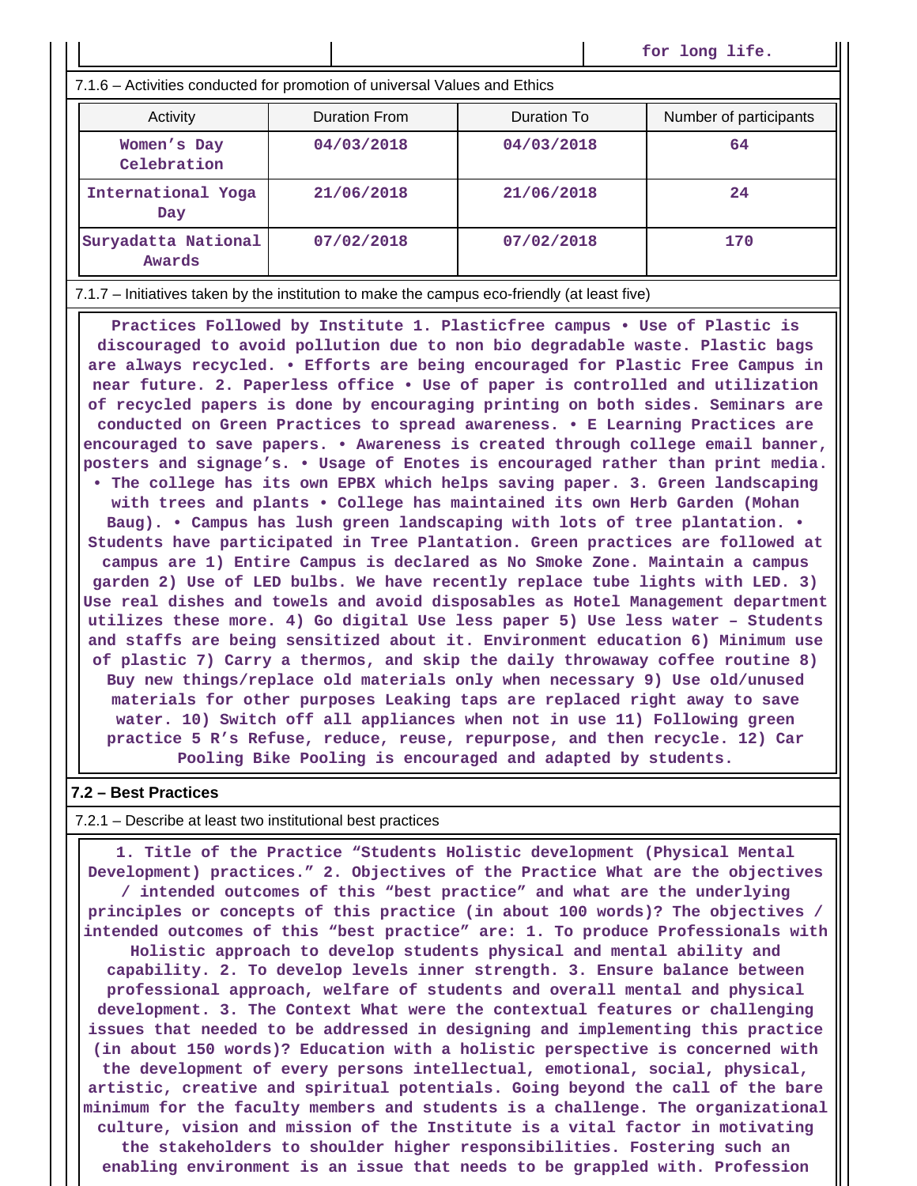| | | for long life. |
|---|---|---|

7.1.6 – Activities conducted for promotion of universal Values and Ethics

| Activity | Duration From | Duration To | Number of participants |
|---|---|---|---|
| Women's Day Celebration | 04/03/2018 | 04/03/2018 | 64 |
| International Yoga Day | 21/06/2018 | 21/06/2018 | 24 |
| Suryadatta National Awards | 07/02/2018 | 07/02/2018 | 170 |

7.1.7 – Initiatives taken by the institution to make the campus eco-friendly (at least five)

**Practices Followed by Institute 1. Plasticfree campus • Use of Plastic is discouraged to avoid pollution due to non bio degradable waste. Plastic bags are always recycled. • Efforts are being encouraged for Plastic Free Campus in near future. 2. Paperless office • Use of paper is controlled and utilization of recycled papers is done by encouraging printing on both sides. Seminars are conducted on Green Practices to spread awareness. • E Learning Practices are encouraged to save papers. • Awareness is created through college email banner, posters and signage's. • Usage of Enotes is encouraged rather than print media. • The college has its own EPBX which helps saving paper. 3. Green landscaping with trees and plants • College has maintained its own Herb Garden (Mohan Baug). • Campus has lush green landscaping with lots of tree plantation. • Students have participated in Tree Plantation. Green practices are followed at campus are 1) Entire Campus is declared as No Smoke Zone. Maintain a campus garden 2) Use of LED bulbs. We have recently replace tube lights with LED. 3) Use real dishes and towels and avoid disposables as Hotel Management department utilizes these more. 4) Go digital Use less paper 5) Use less water – Students and staffs are being sensitized about it. Environment education 6) Minimum use of plastic 7) Carry a thermos, and skip the daily throwaway coffee routine 8) Buy new things/replace old materials only when necessary 9) Use old/unused materials for other purposes Leaking taps are replaced right away to save water. 10) Switch off all appliances when not in use 11) Following green practice 5 R's Refuse, reduce, reuse, repurpose, and then recycle. 12) Car Pooling Bike Pooling is encouraged and adapted by students.**

## 7.2 – Best Practices

7.2.1 – Describe at least two institutional best practices

**1. Title of the Practice "Students Holistic development (Physical Mental Development) practices." 2. Objectives of the Practice What are the objectives / intended outcomes of this "best practice" and what are the underlying principles or concepts of this practice (in about 100 words)? The objectives / intended outcomes of this "best practice" are: 1. To produce Professionals with Holistic approach to develop students physical and mental ability and capability. 2. To develop levels inner strength. 3. Ensure balance between professional approach, welfare of students and overall mental and physical development. 3. The Context What were the contextual features or challenging issues that needed to be addressed in designing and implementing this practice (in about 150 words)? Education with a holistic perspective is concerned with the development of every persons intellectual, emotional, social, physical, artistic, creative and spiritual potentials. Going beyond the call of the bare minimum for the faculty members and students is a challenge. The organizational culture, vision and mission of the Institute is a vital factor in motivating the stakeholders to shoulder higher responsibilities. Fostering such an enabling environment is an issue that needs to be grappled with. Profession**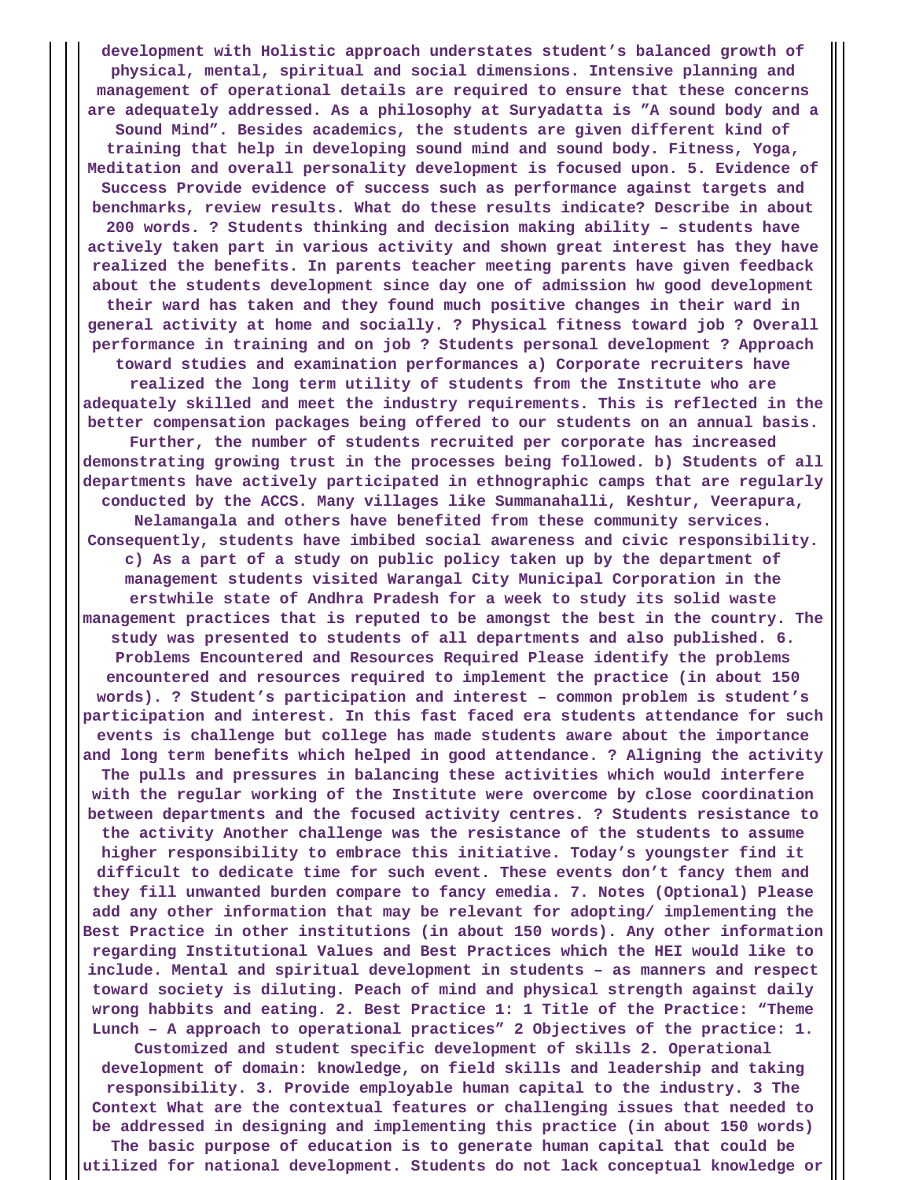development with Holistic approach understates student's balanced growth of physical, mental, spiritual and social dimensions. Intensive planning and management of operational details are required to ensure that these concerns are adequately addressed. As a philosophy at Suryadatta is "A sound body and a Sound Mind". Besides academics, the students are given different kind of training that help in developing sound mind and sound body. Fitness, Yoga, Meditation and overall personality development is focused upon. 5. Evidence of Success Provide evidence of success such as performance against targets and benchmarks, review results. What do these results indicate? Describe in about 200 words. ? Students thinking and decision making ability – students have actively taken part in various activity and shown great interest has they have realized the benefits. In parents teacher meeting parents have given feedback about the students development since day one of admission hw good development their ward has taken and they found much positive changes in their ward in general activity at home and socially. ? Physical fitness toward job ? Overall performance in training and on job ? Students personal development ? Approach toward studies and examination performances a) Corporate recruiters have realized the long term utility of students from the Institute who are adequately skilled and meet the industry requirements. This is reflected in the better compensation packages being offered to our students on an annual basis. Further, the number of students recruited per corporate has increased demonstrating growing trust in the processes being followed. b) Students of all departments have actively participated in ethnographic camps that are regularly conducted by the ACCS. Many villages like Summanahalli, Keshtur, Veerapura, Nelamangala and others have benefited from these community services. Consequently, students have imbibed social awareness and civic responsibility. c) As a part of a study on public policy taken up by the department of management students visited Warangal City Municipal Corporation in the erstwhile state of Andhra Pradesh for a week to study its solid waste management practices that is reputed to be amongst the best in the country. The study was presented to students of all departments and also published. 6. Problems Encountered and Resources Required Please identify the problems encountered and resources required to implement the practice (in about 150 words). ? Student's participation and interest – common problem is student's participation and interest. In this fast faced era students attendance for such events is challenge but college has made students aware about the importance and long term benefits which helped in good attendance. ? Aligning the activity The pulls and pressures in balancing these activities which would interfere with the regular working of the Institute were overcome by close coordination between departments and the focused activity centres. ? Students resistance to the activity Another challenge was the resistance of the students to assume higher responsibility to embrace this initiative. Today's youngster find it difficult to dedicate time for such event. These events don't fancy them and they fill unwanted burden compare to fancy emedia. 7. Notes (Optional) Please add any other information that may be relevant for adopting/ implementing the Best Practice in other institutions (in about 150 words). Any other information regarding Institutional Values and Best Practices which the HEI would like to include. Mental and spiritual development in students – as manners and respect toward society is diluting. Peach of mind and physical strength against daily wrong habbits and eating. 2. Best Practice 1: 1 Title of the Practice: "Theme Lunch – A approach to operational practices" 2 Objectives of the practice: 1. Customized and student specific development of skills 2. Operational development of domain: knowledge, on field skills and leadership and taking responsibility. 3. Provide employable human capital to the industry. 3 The Context What are the contextual features or challenging issues that needed to be addressed in designing and implementing this practice (in about 150 words) The basic purpose of education is to generate human capital that could be utilized for national development. Students do not lack conceptual knowledge or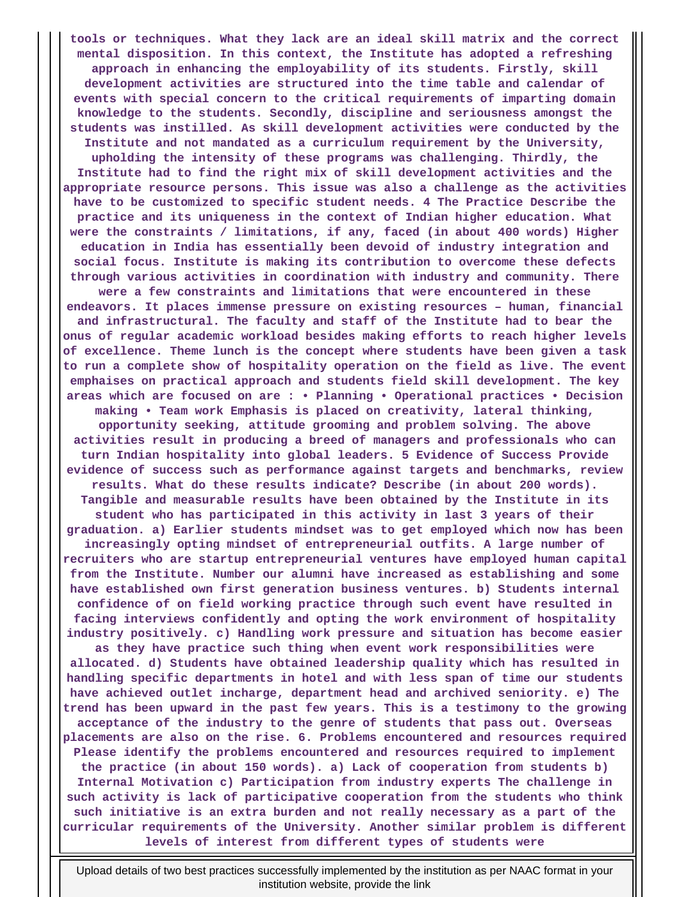**tools or techniques. What they lack are an ideal skill matrix and the correct mental disposition. In this context, the Institute has adopted a refreshing approach in enhancing the employability of its students. Firstly, skill development activities are structured into the time table and calendar of events with special concern to the critical requirements of imparting domain knowledge to the students. Secondly, discipline and seriousness amongst the students was instilled. As skill development activities were conducted by the Institute and not mandated as a curriculum requirement by the University, upholding the intensity of these programs was challenging. Thirdly, the Institute had to find the right mix of skill development activities and the appropriate resource persons. This issue was also a challenge as the activities have to be customized to specific student needs. 4 The Practice Describe the practice and its uniqueness in the context of Indian higher education. What were the constraints / limitations, if any, faced (in about 400 words) Higher education in India has essentially been devoid of industry integration and social focus. Institute is making its contribution to overcome these defects through various activities in coordination with industry and community. There were a few constraints and limitations that were encountered in these endeavors. It places immense pressure on existing resources – human, financial and infrastructural. The faculty and staff of the Institute had to bear the onus of regular academic workload besides making efforts to reach higher levels of excellence. Theme lunch is the concept where students have been given a task to run a complete show of hospitality operation on the field as live. The event emphaises on practical approach and students field skill development. The key areas which are focused on are : • Planning • Operational practices • Decision making • Team work Emphasis is placed on creativity, lateral thinking, opportunity seeking, attitude grooming and problem solving. The above activities result in producing a breed of managers and professionals who can turn Indian hospitality into global leaders. 5 Evidence of Success Provide evidence of success such as performance against targets and benchmarks, review results. What do these results indicate? Describe (in about 200 words). Tangible and measurable results have been obtained by the Institute in its student who has participated in this activity in last 3 years of their graduation. a) Earlier students mindset was to get employed which now has been increasingly opting mindset of entrepreneurial outfits. A large number of recruiters who are startup entrepreneurial ventures have employed human capital from the Institute. Number our alumni have increased as establishing and some have established own first generation business ventures. b) Students internal confidence of on field working practice through such event have resulted in facing interviews confidently and opting the work environment of hospitality industry positively. c) Handling work pressure and situation has become easier as they have practice such thing when event work responsibilities were allocated. d) Students have obtained leadership quality which has resulted in handling specific departments in hotel and with less span of time our students have achieved outlet incharge, department head and archived seniority. e) The trend has been upward in the past few years. This is a testimony to the growing acceptance of the industry to the genre of students that pass out. Overseas placements are also on the rise. 6. Problems encountered and resources required Please identify the problems encountered and resources required to implement the practice (in about 150 words). a) Lack of cooperation from students b) Internal Motivation c) Participation from industry experts The challenge in such activity is lack of participative cooperation from the students who think such initiative is an extra burden and not really necessary as a part of the curricular requirements of the University. Another similar problem is different levels of interest from different types of students were**

Upload details of two best practices successfully implemented by the institution as per NAAC format in your institution website, provide the link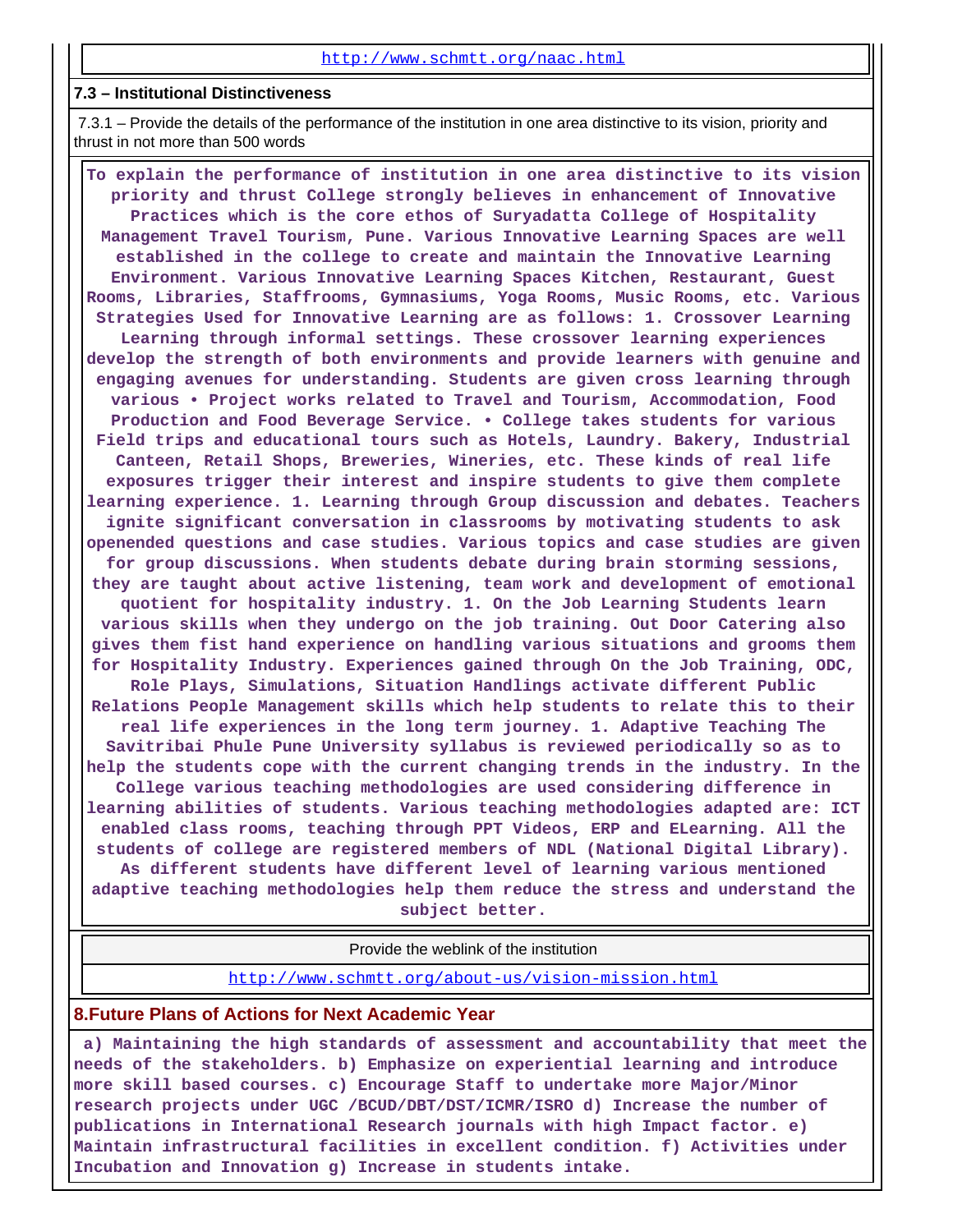http://www.schmtt.org/naac.html

**7.3 – Institutional Distinctiveness**

7.3.1 – Provide the details of the performance of the institution in one area distinctive to its vision, priority and thrust in not more than 500 words

**To explain the performance of institution in one area distinctive to its vision priority and thrust College strongly believes in enhancement of Innovative Practices which is the core ethos of Suryadatta College of Hospitality Management Travel Tourism, Pune. Various Innovative Learning Spaces are well established in the college to create and maintain the Innovative Learning Environment. Various Innovative Learning Spaces Kitchen, Restaurant, Guest Rooms, Libraries, Staffrooms, Gymnasiums, Yoga Rooms, Music Rooms, etc. Various Strategies Used for Innovative Learning are as follows: 1. Crossover Learning Learning through informal settings. These crossover learning experiences develop the strength of both environments and provide learners with genuine and engaging avenues for understanding. Students are given cross learning through various • Project works related to Travel and Tourism, Accommodation, Food Production and Food Beverage Service. • College takes students for various Field trips and educational tours such as Hotels, Laundry. Bakery, Industrial Canteen, Retail Shops, Breweries, Wineries, etc. These kinds of real life exposures trigger their interest and inspire students to give them complete learning experience. 1. Learning through Group discussion and debates. Teachers ignite significant conversation in classrooms by motivating students to ask openended questions and case studies. Various topics and case studies are given for group discussions. When students debate during brain storming sessions, they are taught about active listening, team work and development of emotional quotient for hospitality industry. 1. On the Job Learning Students learn various skills when they undergo on the job training. Out Door Catering also gives them fist hand experience on handling various situations and grooms them for Hospitality Industry. Experiences gained through On the Job Training, ODC, Role Plays, Simulations, Situation Handlings activate different Public Relations People Management skills which help students to relate this to their real life experiences in the long term journey. 1. Adaptive Teaching The Savitribai Phule Pune University syllabus is reviewed periodically so as to help the students cope with the current changing trends in the industry. In the College various teaching methodologies are used considering difference in learning abilities of students. Various teaching methodologies adapted are: ICT enabled class rooms, teaching through PPT Videos, ERP and ELearning. All the students of college are registered members of NDL (National Digital Library). As different students have different level of learning various mentioned adaptive teaching methodologies help them reduce the stress and understand the subject better.**

Provide the weblink of the institution

http://www.schmtt.org/about-us/vision-mission.html

## 8.Future Plans of Actions for Next Academic Year

**a) Maintaining the high standards of assessment and accountability that meet the needs of the stakeholders. b) Emphasize on experiential learning and introduce more skill based courses. c) Encourage Staff to undertake more Major/Minor research projects under UGC /BCUD/DBT/DST/ICMR/ISRO d) Increase the number of publications in International Research journals with high Impact factor. e) Maintain infrastructural facilities in excellent condition. f) Activities under Incubation and Innovation g) Increase in students intake.**